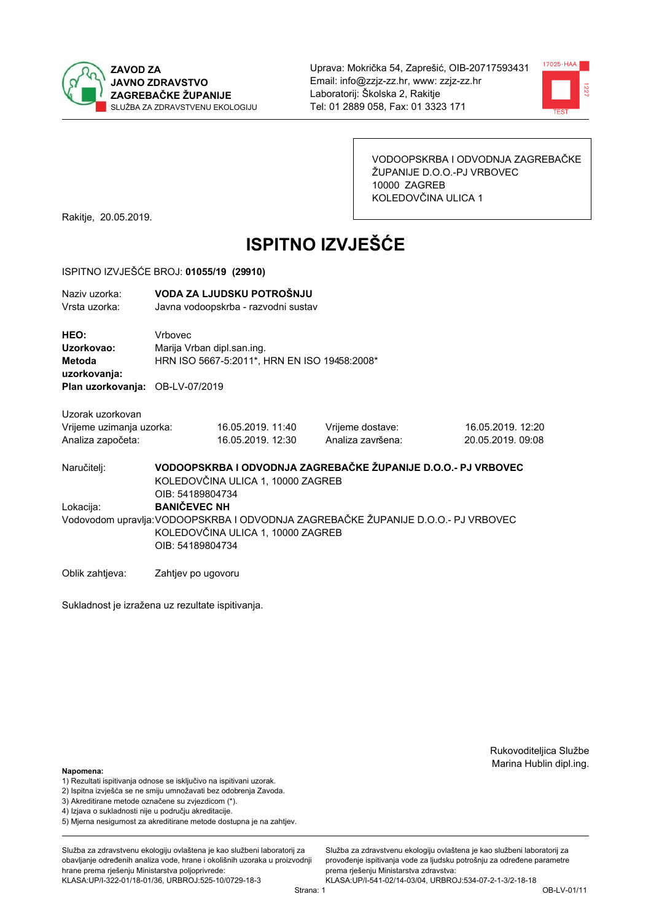ZAVOD ZA JAVNO ZDRAVSTVO ZAGREBAČKE ŽUPANIJE
SLUŽBA ZA ZDRAVSTVENU EKOLOGIJU

Uprava: Mokrička 54, Zaprešić, OIB-20717593431
Email: info@zzjz-zz.hr, www: zzjz-zz.hr
Laboratorij: Školska 2, Rakitje
Tel: 01 2889 058, Fax: 01 3323 171

VODOOPSKRBA I ODVODNJA ZAGREBAČKE ŽUPANIJE D.O.O.-PJ VRBOVEC
10000 ZAGREB
KOLEDOVČINA ULICA 1

Rakitje, 20.05.2019.

# ISPITNO IZVJEŠĆE

ISPITNO IZVJEŠĆE BROJ: **01055/19 (29910)**

Naziv uzorka: **VODA ZA LJUDSKU POTROŠNJU**
Vrsta uzorka: Javna vodoopskrba - razvodni sustav

**HEO:** Vrbovec
**Uzorkovao:** Marija Vrban dipl.san.ing.
**Metoda uzorkovanja:** HRN ISO 5667-5:2011*, HRN EN ISO 19458:2008*
**Plan uzorkovanja:** OB-LV-07/2019

Uzorak uzorkovan

| | | | |
|---|---|---|---|
| Vrijeme uzimanja uzorka: | 16.05.2019. 11:40 | Vrijeme dostave: | 16.05.2019. 12:20 |
| Analiza započeta: | 16.05.2019. 12:30 | Analiza završena: | 20.05.2019. 09:08 |

Naručitelj: **VODOOPSKRBA I ODVODNJA ZAGREBAČKE ŽUPANIJE D.O.O.- PJ VRBOVEC**
KOLEDOVČINA ULICA 1, 10000 ZAGREB
OIB: 54189804734

Lokacija: **BANIČEVEC NH**

Vodovodom upravlja: VODOOPSKRBA I ODVODNJA ZAGREBAČKE ŽUPANIJE D.O.O.- PJ VRBOVEC
KOLEDOVČINA ULICA 1, 10000 ZAGREB
OIB: 54189804734

Oblik zahtjeva: Zahtjev po ugovoru

Sukladnost je izražena uz rezultate ispitivanja.

Rukovoditeljica Službe
Marina Hublin dipl.ing.

**Napomena:**
1) Rezultati ispitivanja odnose se isključivo na ispitivani uzorak.
2) Ispitna izvješća se ne smiju umnožavati bez odobrenja Zavoda.
3) Akreditirane metode označene su zvjezdicom (*).
4) Izjava o sukladnosti nije u području akreditacije.
5) Mjerna nesigurnost za akreditirane metode dostupna je na zahtjev.

Služba za zdravstvenu ekologiju ovlaštena je kao službeni laboratorij za obavljanje određenih analiza vode, hrane i okolišnih uzoraka u proizvodnji hrane prema rješenju Ministarstva poljoprivrede: KLASA:UP/I-322-01/18-01/36, URBROJ:525-10/0729-18-3

Služba za zdravstvenu ekologiju ovlaštena je kao službeni laboratorij za provođenje ispitivanja vode za ljudsku potrošnju za određene parametre prema rješenju Ministarstva zdravstva: KLASA:UP/I-541-02/14-03/04, URBROJ:534-07-2-1-3/2-18-18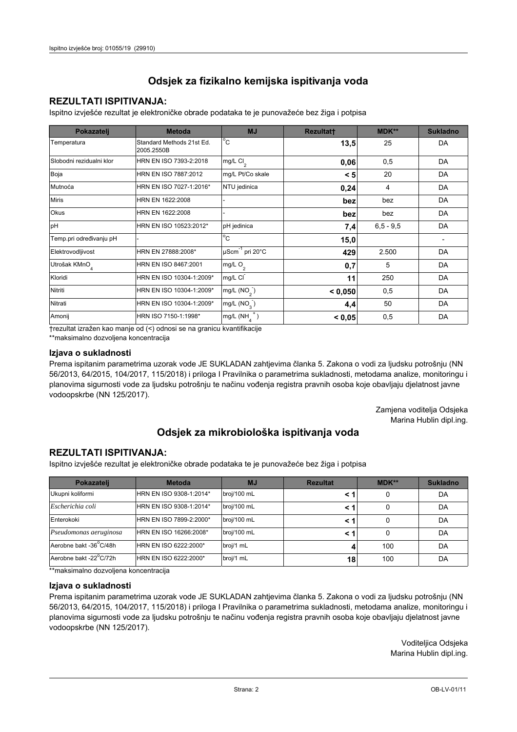# Odsjek za fizikalno kemijska ispitivanja voda

## REZULTATI ISPITIVANJA:

Ispitno izvješće rezultat je elektroničke obrade podataka te je punovažeće bez žiga i potpisa

| Pokazatelj | Metoda | MJ | Rezultat† | MDK** | Sukladno |
|---|---|---|---|---|---|
| Temperatura | Standard Methods 21st Ed. 2005.2550B | °C | **13,5** | 25 | DA |
| Slobodni rezidualni klor | HRN EN ISO 7393-2:2018 | mg/L $Cl_2$ | **0,06** | 0,5 | DA |
| Boja | HRN EN ISO 7887:2012 | mg/L Pt/Co skale | **< 5** | 20 | DA |
| Mutnoća | HRN EN ISO 7027-1:2016* | NTU jedinica | **0,24** | 4 | DA |
| Miris | HRN EN 1622:2008 | - | **bez** | bez | DA |
| Okus | HRN EN 1622:2008 | - | **bez** | bez | DA |
| pH | HRN EN ISO 10523:2012* | pH jedinica | **7,4** | 6,5 - 9,5 | DA |
| Temp.pri određivanju pH | - | °C | **15,0** | | - |
| Elektrovodljivost | HRN EN 27888:2008* | $\mu Scm^{-1}$ pri 20°C | **429** | 2.500 | DA |
| Utrošak $KMnO_4$ | HRN EN ISO 8467:2001 | mg/L $O_2$ | **0,7** | 5 | DA |
| Kloridi | HRN EN ISO 10304-1:2009* | mg/L $Cl^-$ | **11** | 250 | DA |
| Nitriti | HRN EN ISO 10304-1:2009* | mg/L $(NO_2^-)$ | **< 0,050** | 0,5 | DA |
| Nitrati | HRN EN ISO 10304-1:2009* | mg/L $(NO_3^-)$ | **4,4** | 50 | DA |
| Amonij | HRN ISO 7150-1:1998* | mg/L $(NH_4^+)$ | **< 0,05** | 0,5 | DA |

†rezultat izražen kao manje od (<) odnosi se na granicu kvantifikacije

**maksimalno dozvoljena koncentracija

### Izjava o sukladnosti

Prema ispitanim parametrima uzorak vode JE SUKLADAN zahtjevima članka 5. Zakona o vodi za ljudsku potrošnju (NN 56/2013, 64/2015, 104/2017, 115/2018) i priloga I Pravilnika o parametrima sukladnosti, metodama analize, monitoringu i planovima sigurnosti vode za ljudsku potrošnju te načinu vođenja registra pravnih osoba koje obavljaju djelatnost javne vodoopskrbe (NN 125/2017).

Zamjena voditelja Odsjeka
Marina Hublin dipl.ing.

# Odsjek za mikrobiološka ispitivanja voda

## REZULTATI ISPITIVANJA:

Ispitno izvješće rezultat je elektroničke obrade podataka te je punovažeće bez žiga i potpisa

| Pokazatelj | Metoda | MJ | Rezultat | MDK** | Sukladno |
|---|---|---|---|---|---|
| Ukupni koliformi | HRN EN ISO 9308-1:2014* | broj/100 mL | **< 1** | 0 | DA |
| *Escherichia coli* | HRN EN ISO 9308-1:2014* | broj/100 mL | **< 1** | 0 | DA |
| Enterokoki | HRN EN ISO 7899-2:2000* | broj/100 mL | **< 1** | 0 | DA |
| *Pseudomonas aeruginosa* | HRN EN ISO 16266:2008* | broj/100 mL | **< 1** | 0 | DA |
| Aerobne bakt -36°C/48h | HRN EN ISO 6222:2000* | broj/1 mL | **4** | 100 | DA |
| Aerobne bakt -22°C/72h | HRN EN ISO 6222:2000* | broj/1 mL | **18** | 100 | DA |

**maksimalno dozvoljena koncentracija

### Izjava o sukladnosti

Prema ispitanim parametrima uzorak vode JE SUKLADAN zahtjevima članka 5. Zakona o vodi za ljudsku potrošnju (NN 56/2013, 64/2015, 104/2017, 115/2018) i priloga I Pravilnika o parametrima sukladnosti, metodama analize, monitoringu i planovima sigurnosti vode za ljudsku potrošnju te načinu vođenja registra pravnih osoba koje obavljaju djelatnost javne vodoopskrbe (NN 125/2017).

Voditeljica Odsjeka
Marina Hublin dipl.ing.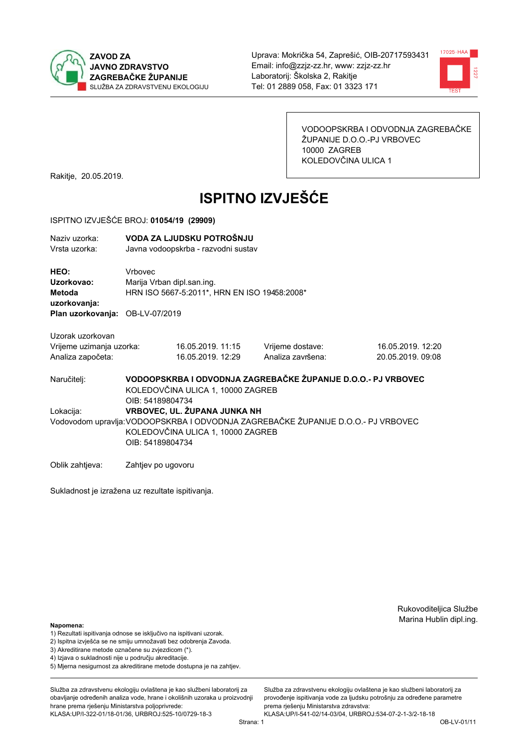**ZAVOD ZA JAVNO ZDRAVSTVO ZAGREBAČKE ŽUPANIJE**
SLUŽBA ZA ZDRAVSTVENU EKOLOGIJU

Uprava: Mokrička 54, Zaprešić, OIB-20717593431
Email: info@zzjz-zz.hr, www: zzjz-zz.hr
Laboratorij: Školska 2, Rakitje
Tel: 01 2889 058, Fax: 01 3323 171

VODOOPSKRBA I ODVODNJA ZAGREBAČKE ŽUPANIJE D.O.O.-PJ VRBOVEC
10000 ZAGREB
KOLEDOVČINA ULICA 1

Rakitje, 20.05.2019.

# ISPITNO IZVJEŠĆE

ISPITNO IZVJEŠĆE BROJ: **01054/19 (29909)**

Naziv uzorka: **VODA ZA LJUDSKU POTROŠNJU**
Vrsta uzorka: Javna vodoopskrba - razvodni sustav

**HEO:** Vrbovec
**Uzorkovao:** Marija Vrban dipl.san.ing.
**Metoda uzorkovanja:** HRN ISO 5667-5:2011*, HRN EN ISO 19458:2008*
**Plan uzorkovanja:** OB-LV-07/2019

Uzorak uzorkovan

| Vrijeme uzimanja uzorka: | 16.05.2019. 11:15 | Vrijeme dostave: | 16.05.2019. 12:20 |
|---|---|---|---|
| Analiza započeta: | 16.05.2019. 12:29 | Analiza završena: | 20.05.2019. 09:08 |

Naručitelj: **VODOOPSKRBA I ODVODNJA ZAGREBAČKE ŽUPANIJE D.O.O.- PJ VRBOVEC**
KOLEDOVČINA ULICA 1, 10000 ZAGREB
OIB: 54189804734

Lokacija: **VRBOVEC, UL. ŽUPANA JUNKA NH**

Vodovodom upravlja: VODOOPSKRBA I ODVODNJA ZAGREBAČKE ŽUPANIJE D.O.O.- PJ VRBOVEC
KOLEDOVČINA ULICA 1, 10000 ZAGREB
OIB: 54189804734

Oblik zahtjeva: Zahtjev po ugovoru

Sukladnost je izražena uz rezultate ispitivanja.

Rukovoditeljica Službe
Marina Hublin dipl.ing.

**Napomena:**
1) Rezultati ispitivanja odnose se isključivo na ispitivani uzorak.
2) Ispitna izvješća se ne smiju umnožavati bez odobrenja Zavoda.
3) Akreditirane metode označene su zvjezdicom (*).
4) Izjava o sukladnosti nije u području akreditacije.
5) Mjerna nesigurnost za akreditirane metode dostupna je na zahtjev.

Služba za zdravstvenu ekologiju ovlaštena je kao službeni laboratorij za obavljanje određenih analiza vode, hrane i okolišnih uzoraka u proizvodnji hrane prema rješenju Ministarstva poljoprivrede: KLASA:UP/I-322-01/18-01/36, URBROJ:525-10/0729-18-3

Služba za zdravstvenu ekologiju ovlaštena je kao službeni laboratorij za provođenje ispitivanja vode za ljudsku potrošnju za određene parametre prema rješenju Ministarstva zdravstva: KLASA:UP/I-541-02/14-03/04, URBROJ:534-07-2-1-3/2-18-18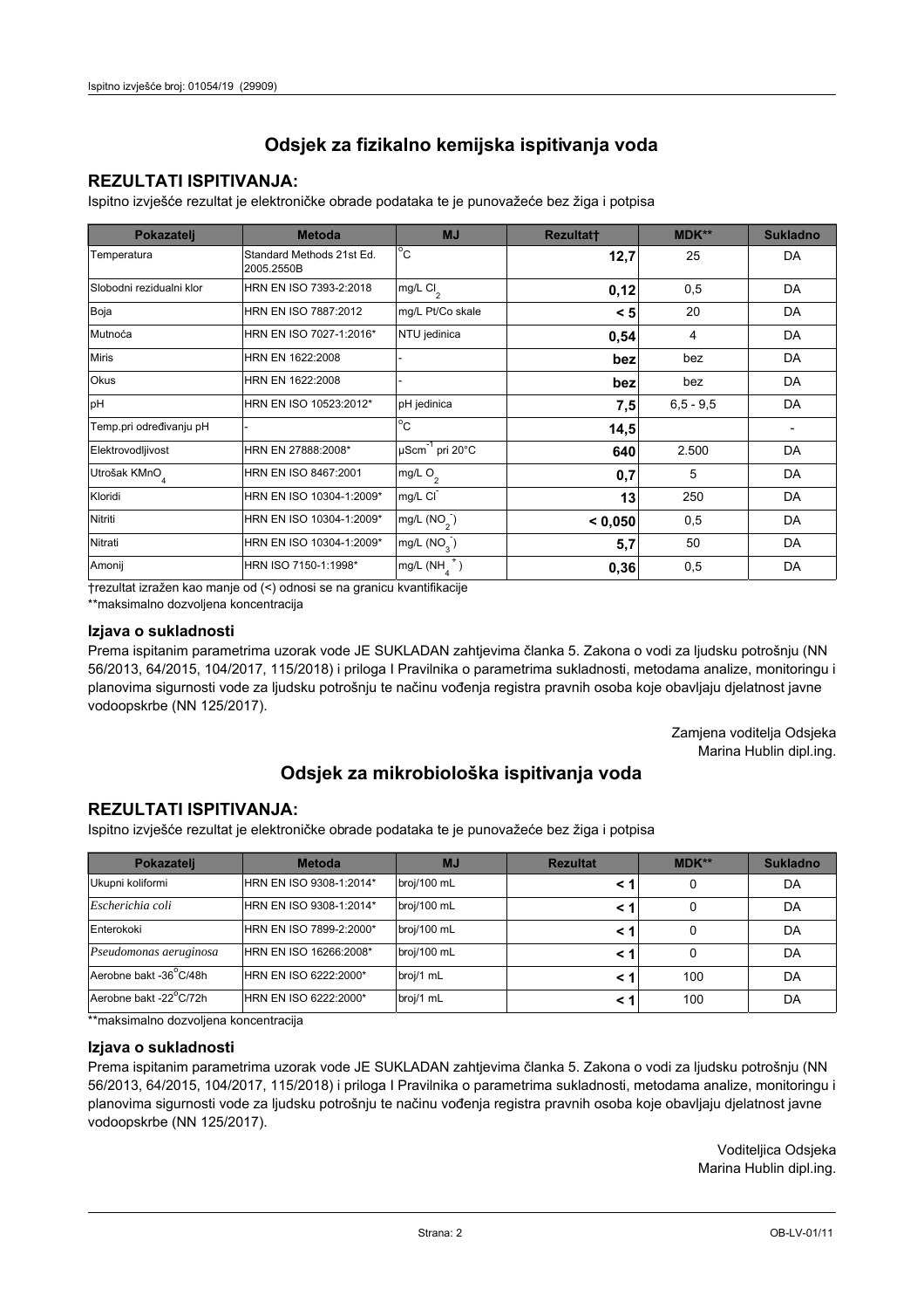# Odsjek za fizikalno kemijska ispitivanja voda

## REZULTATI ISPITIVANJA:

Ispitno izvješće rezultat je elektroničke obrade podataka te je punovažeće bez žiga i potpisa

| Pokazatelj | Metoda | MJ | Rezultat† | MDK** | Sukladno |
|---|---|---|---|---|---|
| Temperatura | Standard Methods 21st Ed. 2005.2550B | °C | **12,7** | 25 | DA |
| Slobodni rezidualni klor | HRN EN ISO 7393-2:2018 | mg/L $Cl_2$ | **0,12** | 0,5 | DA |
| Boja | HRN EN ISO 7887:2012 | mg/L Pt/Co skale | **< 5** | 20 | DA |
| Mutnoća | HRN EN ISO 7027-1:2016* | NTU jedinica | **0,54** | 4 | DA |
| Miris | HRN EN 1622:2008 | - | **bez** | bez | DA |
| Okus | HRN EN 1622:2008 | - | **bez** | bez | DA |
| pH | HRN EN ISO 10523:2012* | pH jedinica | **7,5** | 6,5 - 9,5 | DA |
| Temp.pri određivanju pH | - | °C | **14,5** | | - |
| Elektrovodljivost | HRN EN 27888:2008* | $\mu Scm^{-1}$ pri 20°C | **640** | 2.500 | DA |
| Utrošak $KMnO_4$ | HRN EN ISO 8467:2001 | mg/L $O_2$ | **0,7** | 5 | DA |
| Kloridi | HRN EN ISO 10304-1:2009* | mg/L $Cl^-$ | **13** | 250 | DA |
| Nitriti | HRN EN ISO 10304-1:2009* | mg/L $(NO_2^-)$ | **< 0,050** | 0,5 | DA |
| Nitrati | HRN EN ISO 10304-1:2009* | mg/L $(NO_3^-)$ | **5,7** | 50 | DA |
| Amonij | HRN ISO 7150-1:1998* | mg/L $(NH_4^+)$ | **0,36** | 0,5 | DA |

†rezultat izražen kao manje od (<) odnosi se na granicu kvantifikacije

**maksimalno dozvoljena koncentracija

### Izjava o sukladnosti

Prema ispitanim parametrima uzorak vode JE SUKLADAN zahtjevima članka 5. Zakona o vodi za ljudsku potrošnju (NN 56/2013, 64/2015, 104/2017, 115/2018) i priloga I Pravilnika o parametrima sukladnosti, metodama analize, monitoringu i planovima sigurnosti vode za ljudsku potrošnju te načinu vođenja registra pravnih osoba koje obavljaju djelatnost javne vodoopskrbe (NN 125/2017).

Zamjena voditelja Odsjeka
Marina Hublin dipl.ing.

# Odsjek za mikrobiološka ispitivanja voda

## REZULTATI ISPITIVANJA:

Ispitno izvješće rezultat je elektroničke obrade podataka te je punovažeće bez žiga i potpisa

| Pokazatelj | Metoda | MJ | Rezultat | MDK** | Sukladno |
|---|---|---|---|---|---|
| Ukupni koliformi | HRN EN ISO 9308-1:2014* | broj/100 mL | **< 1** | 0 | DA |
| *Escherichia coli* | HRN EN ISO 9308-1:2014* | broj/100 mL | **< 1** | 0 | DA |
| Enterokoki | HRN EN ISO 7899-2:2000* | broj/100 mL | **< 1** | 0 | DA |
| *Pseudomonas aeruginosa* | HRN EN ISO 16266:2008* | broj/100 mL | **< 1** | 0 | DA |
| Aerobne bakt -36°C/48h | HRN EN ISO 6222:2000* | broj/1 mL | **< 1** | 100 | DA |
| Aerobne bakt -22°C/72h | HRN EN ISO 6222:2000* | broj/1 mL | **< 1** | 100 | DA |

**maksimalno dozvoljena koncentracija

### Izjava o sukladnosti

Prema ispitanim parametrima uzorak vode JE SUKLADAN zahtjevima članka 5. Zakona o vodi za ljudsku potrošnju (NN 56/2013, 64/2015, 104/2017, 115/2018) i priloga I Pravilnika o parametrima sukladnosti, metodama analize, monitoringu i planovima sigurnosti vode za ljudsku potrošnju te načinu vođenja registra pravnih osoba koje obavljaju djelatnost javne vodoopskrbe (NN 125/2017).

Voditeljica Odsjeka
Marina Hublin dipl.ing.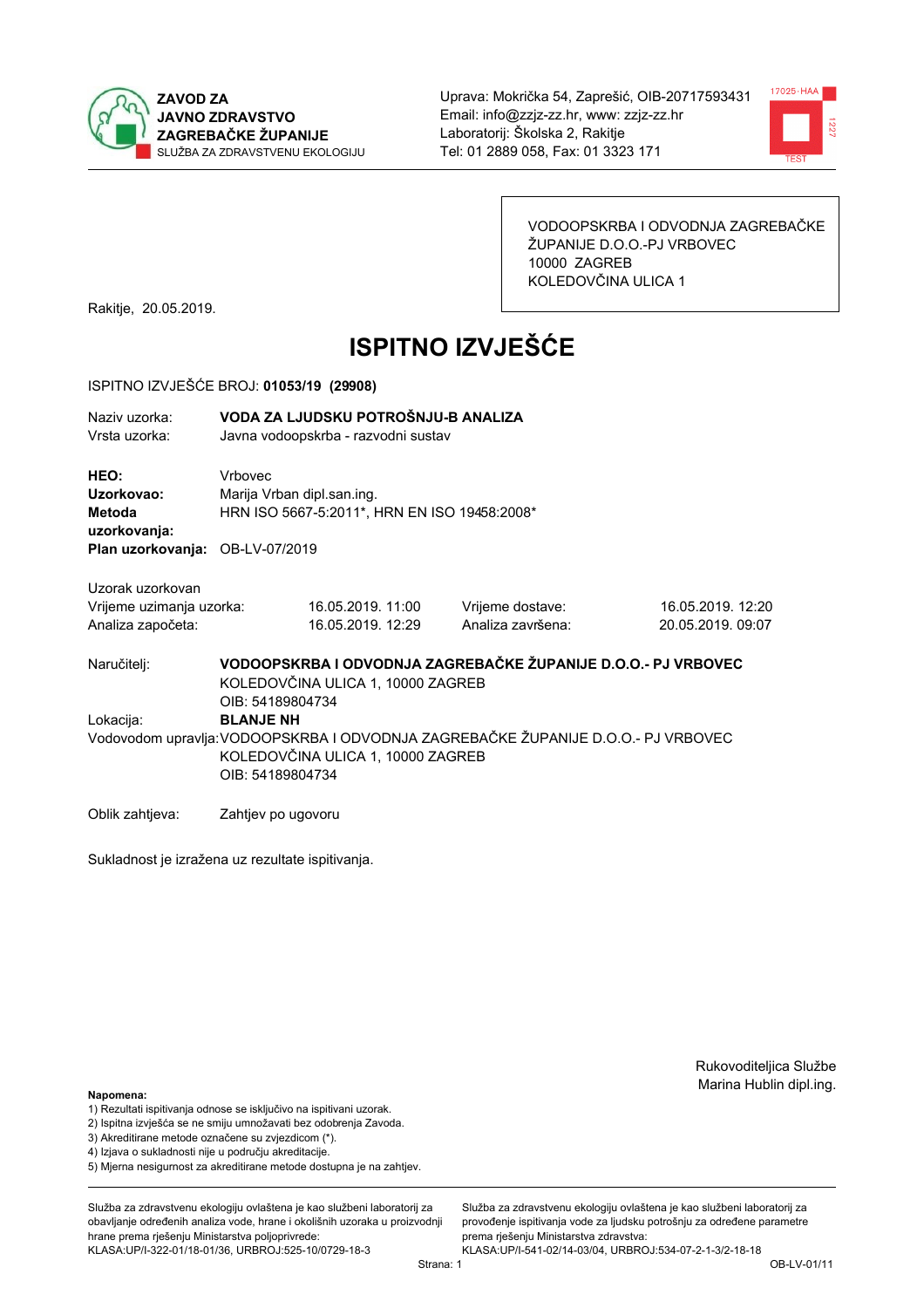ZAVOD ZA JAVNO ZDRAVSTVO ZAGREBAČKE ŽUPANIJE
SLUŽBA ZA ZDRAVSTVENU EKOLOGIJU

Uprava: Mokrička 54, Zaprešić, OIB-20717593431
Email: info@zzjz-zz.hr, www: zzjz-zz.hr
Laboratorij: Školska 2, Rakitje
Tel: 01 2889 058, Fax: 01 3323 171

VODOOPSKRBA I ODVODNJA ZAGREBAČKE ŽUPANIJE D.O.O.-PJ VRBOVEC
10000 ZAGREB
KOLEDOVČINA ULICA 1

Rakitje, 20.05.2019.

# ISPITNO IZVJEŠĆE

ISPITNO IZVJEŠĆE BROJ: **01053/19 (29908)**

Naziv uzorka: **VODA ZA LJUDSKU POTROŠNJU-B ANALIZA**
Vrsta uzorka: Javna vodoopskrba - razvodni sustav

**HEO:** Vrbovec
**Uzorkovao:** Marija Vrban dipl.san.ing.
**Metoda uzorkovanja:** HRN ISO 5667-5:2011*, HRN EN ISO 19458:2008*
**Plan uzorkovanja:** OB-LV-07/2019

Uzorak uzorkovan

| | | | |
|---|---|---|---|
| Vrijeme uzimanja uzorka: | 16.05.2019. 11:00 | Vrijeme dostave: | 16.05.2019. 12:20 |
| Analiza započeta: | 16.05.2019. 12:29 | Analiza završena: | 20.05.2019. 09:07 |

Naručitelj: **VODOOPSKRBA I ODVODNJA ZAGREBAČKE ŽUPANIJE D.O.O.- PJ VRBOVEC**
KOLEDOVČINA ULICA 1, 10000 ZAGREB
OIB: 54189804734

Lokacija: **BLANJE NH**

Vodovodom upravlja: VODOOPSKRBA I ODVODNJA ZAGREBAČKE ŽUPANIJE D.O.O.- PJ VRBOVEC
KOLEDOVČINA ULICA 1, 10000 ZAGREB
OIB: 54189804734

Oblik zahtjeva: Zahtjev po ugovoru

Sukladnost je izražena uz rezultate ispitivanja.

Rukovoditeljica Službe
Marina Hublin dipl.ing.

**Napomena:**
1) Rezultati ispitivanja odnose se isključivo na ispitivani uzorak.
2) Ispitna izvješća se ne smiju umnožavati bez odobrenja Zavoda.
3) Akreditirane metode označene su zvjezdicom (*).
4) Izjava o sukladnosti nije u području akreditacije.
5) Mjerna nesigurnost za akreditirane metode dostupna je na zahtjev.

Služba za zdravstvenu ekologiju ovlaštena je kao službeni laboratorij za obavljanje određenih analiza vode, hrane i okolišnih uzoraka u proizvodnji hrane prema rješenju Ministarstva poljoprivrede: KLASA:UP/I-322-01/18-01/36, URBROJ:525-10/0729-18-3

Služba za zdravstvenu ekologiju ovlaštena je kao službeni laboratorij za provođenje ispitivanja vode za ljudsku potrošnju za određene parametre prema rješenju Ministarstva zdravstva: KLASA:UP/I-541-02/14-03/04, URBROJ:534-07-2-1-3/2-18-18

OB-LV-01/11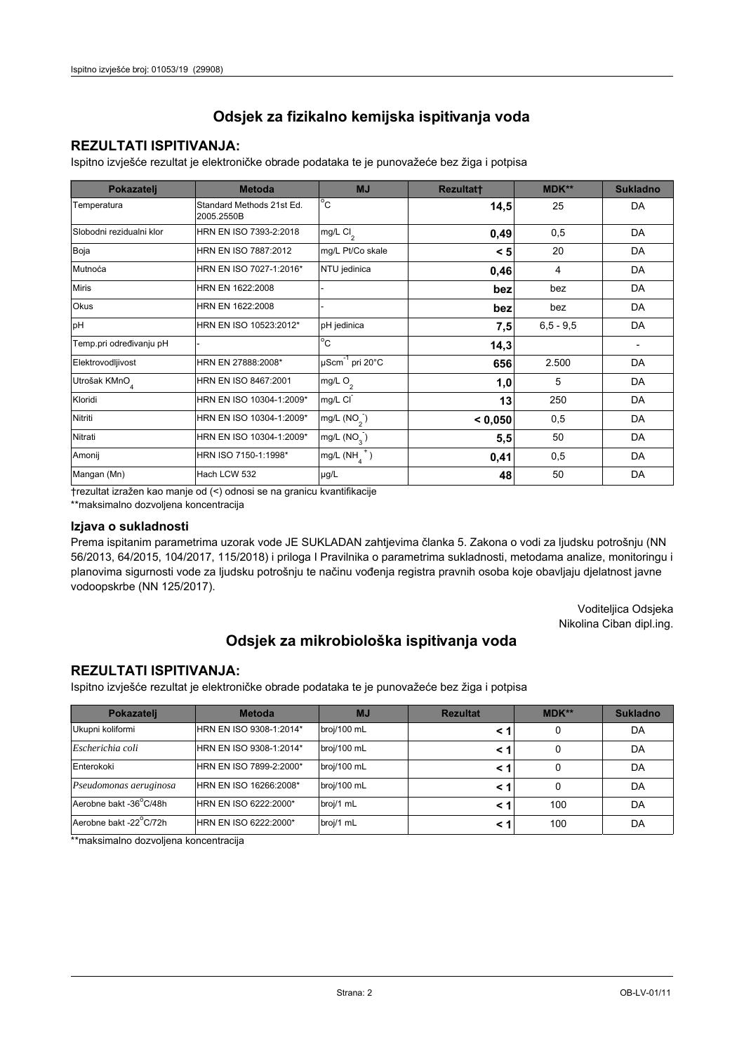## Odsjek za fizikalno kemijska ispitivanja voda

### REZULTATI ISPITIVANJA:

Ispitno izvješće rezultat je elektroničke obrade podataka te je punovažeće bez žiga i potpisa

| Pokazatelj | Metoda | MJ | Rezultat† | MDK** | Sukladno |
|---|---|---|---|---|---|
| Temperatura | Standard Methods 21st Ed. 2005.2550B | °C | **14,5** | 25 | DA |
| Slobodni rezidualni klor | HRN EN ISO 7393-2:2018 | mg/L $Cl_2$ | **0,49** | 0,5 | DA |
| Boja | HRN EN ISO 7887:2012 | mg/L Pt/Co skale | **< 5** | 20 | DA |
| Mutnoća | HRN EN ISO 7027-1:2016* | NTU jedinica | **0,46** | 4 | DA |
| Miris | HRN EN 1622:2008 | - | **bez** | bez | DA |
| Okus | HRN EN 1622:2008 | - | **bez** | bez | DA |
| pH | HRN EN ISO 10523:2012* | pH jedinica | **7,5** | 6,5 - 9,5 | DA |
| Temp.pri određivanju pH | - | °C | **14,3** | | - |
| Elektrovodljivost | HRN EN 27888:2008* | $\mu Scm^{-1}$ pri 20°C | **656** | 2.500 | DA |
| Utrošak $KMnO_4$ | HRN EN ISO 8467:2001 | mg/L $O_2$ | **1,0** | 5 | DA |
| Kloridi | HRN EN ISO 10304-1:2009* | mg/L $Cl^-$ | **13** | 250 | DA |
| Nitriti | HRN EN ISO 10304-1:2009* | mg/L ($NO_2^-$) | **< 0,050** | 0,5 | DA |
| Nitrati | HRN EN ISO 10304-1:2009* | mg/L ($NO_3^-$) | **5,5** | 50 | DA |
| Amonij | HRN ISO 7150-1:1998* | mg/L ($NH_4^+$) | **0,41** | 0,5 | DA |
| Mangan (Mn) | Hach LCW 532 | µg/L | **48** | 50 | DA |

†rezultat izražen kao manje od (<) odnosi se na granicu kvantifikacije

**maksimalno dozvoljena koncentracija

### Izjava o sukladnosti

Prema ispitanim parametrima uzorak vode JE SUKLADAN zahtjevima članka 5. Zakona o vodi za ljudsku potrošnju (NN 56/2013, 64/2015, 104/2017, 115/2018) i priloga I Pravilnika o parametrima sukladnosti, metodama analize, monitoringu i planovima sigurnosti vode za ljudsku potrošnju te načinu vođenja registra pravnih osoba koje obavljaju djelatnost javne vodoopskrbe (NN 125/2017).

Voditeljica Odsjeka
Nikolina Ciban dipl.ing.

## Odsjek za mikrobiološka ispitivanja voda

### REZULTATI ISPITIVANJA:

Ispitno izvješće rezultat je elektroničke obrade podataka te je punovažeće bez žiga i potpisa

| Pokazatelj | Metoda | MJ | Rezultat | MDK** | Sukladno |
|---|---|---|---|---|---|
| Ukupni koliformi | HRN EN ISO 9308-1:2014* | broj/100 mL | **< 1** | 0 | DA |
| *Escherichia coli* | HRN EN ISO 9308-1:2014* | broj/100 mL | **< 1** | 0 | DA |
| Enterokoki | HRN EN ISO 7899-2:2000* | broj/100 mL | **< 1** | 0 | DA |
| *Pseudomonas aeruginosa* | HRN EN ISO 16266:2008* | broj/100 mL | **< 1** | 0 | DA |
| Aerobne bakt -36°C/48h | HRN EN ISO 6222:2000* | broj/1 mL | **< 1** | 100 | DA |
| Aerobne bakt -22°C/72h | HRN EN ISO 6222:2000* | broj/1 mL | **< 1** | 100 | DA |

**maksimalno dozvoljena koncentracija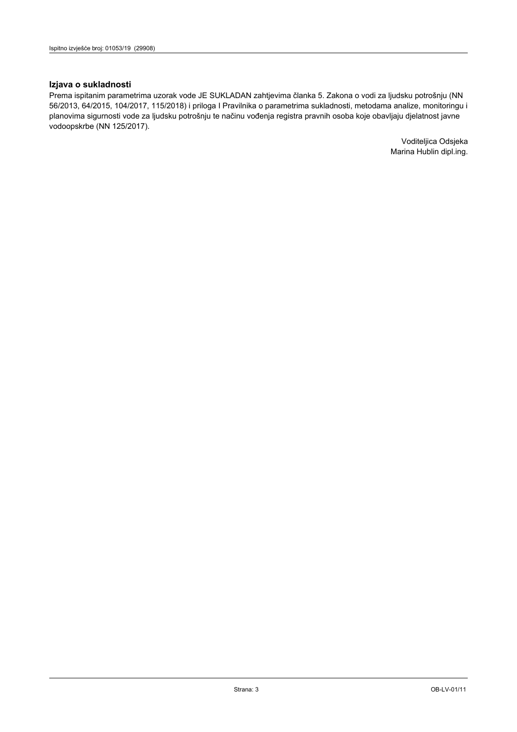### Izjava o sukladnosti

Prema ispitanim parametrima uzorak vode JE SUKLADAN zahtjevima članka 5. Zakona o vodi za ljudsku potrošnju (NN 56/2013, 64/2015, 104/2017, 115/2018) i priloga I Pravilnika o parametrima sukladnosti, metodama analize, monitoringu i planovima sigurnosti vode za ljudsku potrošnju te načinu vođenja registra pravnih osoba koje obavljaju djelatnost javne vodoopskrbe (NN 125/2017).

Voditeljica Odsjeka
Marina Hublin dipl.ing.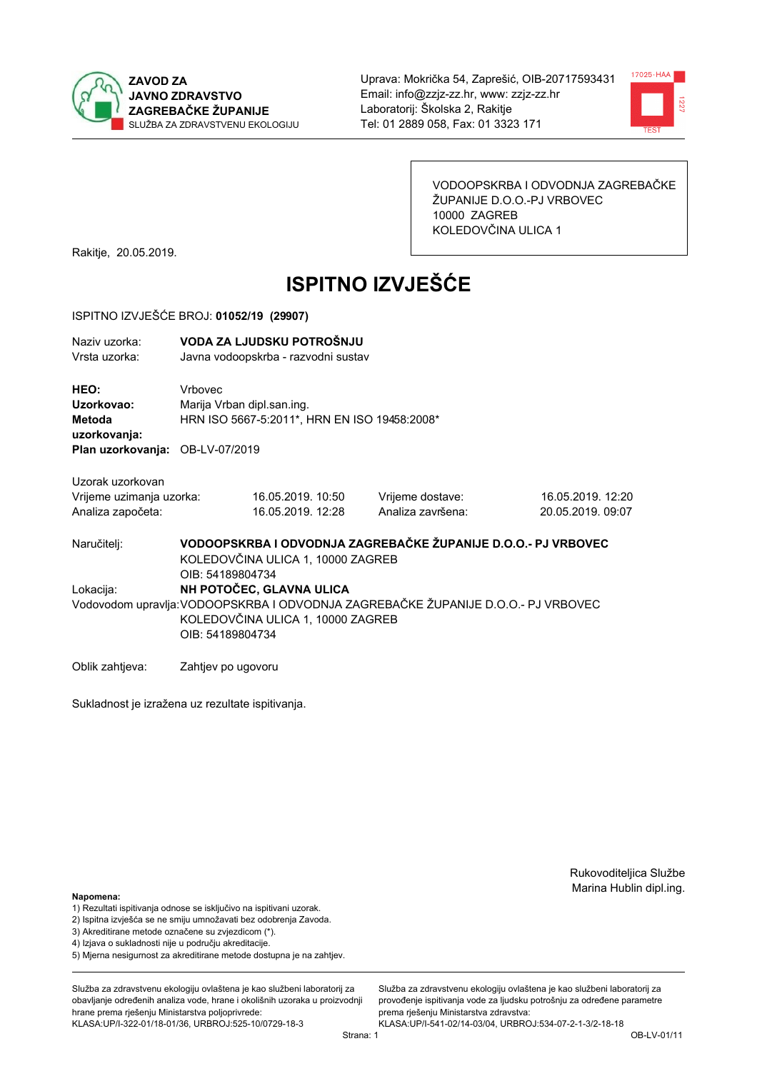ZAVOD ZA JAVNO ZDRAVSTVO ZAGREBAČKE ŽUPANIJE
SLUŽBA ZA ZDRAVSTVENU EKOLOGIJU

Uprava: Mokrička 54, Zaprešić, OIB-20717593431
Email: info@zzjz-zz.hr, www: zzjz-zz.hr
Laboratorij: Školska 2, Rakitje
Tel: 01 2889 058, Fax: 01 3323 171

VODOOPSKRBA I ODVODNJA ZAGREBAČKE ŽUPANIJE D.O.O.-PJ VRBOVEC
10000 ZAGREB
KOLEDOVČINA ULICA 1

Rakitje, 20.05.2019.

# ISPITNO IZVJEŠĆE

ISPITNO IZVJEŠĆE BROJ: **01052/19 (29907)**

Naziv uzorka: **VODA ZA LJUDSKU POTROŠNJU**
Vrsta uzorka: Javna vodoopskrba - razvodni sustav

**HEO:** Vrbovec
**Uzorkovao:** Marija Vrban dipl.san.ing.
**Metoda uzorkovanja:** HRN ISO 5667-5:2011*, HRN EN ISO 19458:2008*
**Plan uzorkovanja:** OB-LV-07/2019

Uzorak uzorkovan

| | | | |
|---|---|---|---|
| Vrijeme uzimanja uzorka: | 16.05.2019. 10:50 | Vrijeme dostave: | 16.05.2019. 12:20 |
| Analiza započeta: | 16.05.2019. 12:28 | Analiza završena: | 20.05.2019. 09:07 |

Naručitelj: **VODOOPSKRBA I ODVODNJA ZAGREBAČKE ŽUPANIJE D.O.O.- PJ VRBOVEC**
KOLEDOVČINA ULICA 1, 10000 ZAGREB
OIB: 54189804734

Lokacija: **NH POTOČEC, GLAVNA ULICA**

Vodovodom upravlja: VODOOPSKRBA I ODVODNJA ZAGREBAČKE ŽUPANIJE D.O.O.- PJ VRBOVEC
KOLEDOVČINA ULICA 1, 10000 ZAGREB
OIB: 54189804734

Oblik zahtjeva: Zahtjev po ugovoru

Sukladnost je izražena uz rezultate ispitivanja.

Rukovoditeljica Službe
Marina Hublin dipl.ing.

**Napomena:**
1) Rezultati ispitivanja odnose se isključivo na ispitivani uzorak.
2) Ispitna izvješća se ne smiju umnožavati bez odobrenja Zavoda.
3) Akreditirane metode označene su zvjezdicom (*).
4) Izjava o sukladnosti nije u području akreditacije.
5) Mjerna nesigurnost za akreditirane metode dostupna je na zahtjev.

Služba za zdravstvenu ekologiju ovlaštena je kao službeni laboratorij za obavljanje određenih analiza vode, hrane i okolišnih uzoraka u proizvodnji hrane prema rješenju Ministarstva poljoprivrede: KLASA:UP/I-322-01/18-01/36, URBROJ:525-10/0729-18-3

Služba za zdravstvenu ekologiju ovlaštena je kao službeni laboratorij za provođenje ispitivanja vode za ljudsku potrošnju za određene parametre prema rješenju Ministarstva zdravstva: KLASA:UP/I-541-02/14-03/04, URBROJ:534-07-2-1-3/2-18-18

OB-LV-01/11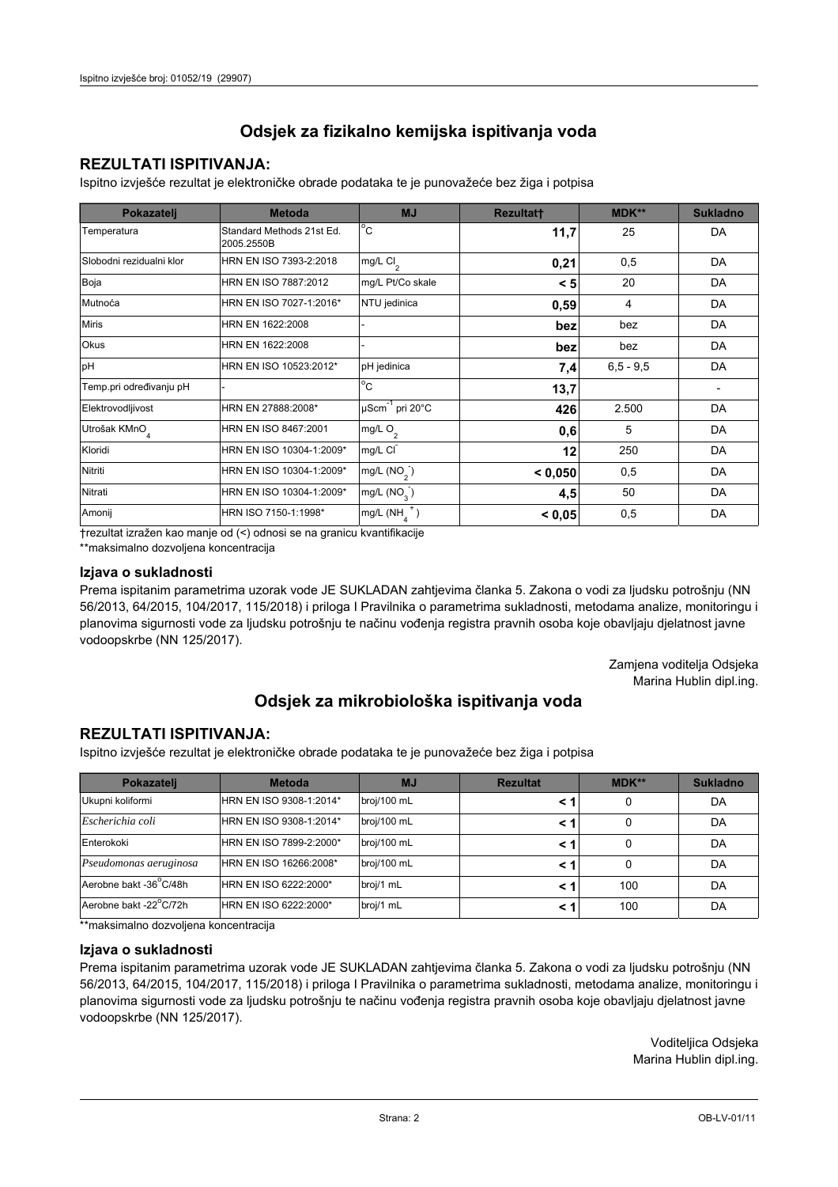# Odsjek za fizikalno kemijska ispitivanja voda

## REZULTATI ISPITIVANJA:

Ispitno izvješće rezultat je elektroničke obrade podataka te je punovažeće bez žiga i potpisa

| Pokazatelj | Metoda | MJ | Rezultat† | MDK** | Sukladno |
|---|---|---|---|---|---|
| Temperatura | Standard Methods 21st Ed. 2005.2550B | °C | **11,7** | 25 | DA |
| Slobodni rezidualni klor | HRN EN ISO 7393-2:2018 | mg/L $Cl_2$ | **0,21** | 0,5 | DA |
| Boja | HRN EN ISO 7887:2012 | mg/L Pt/Co skale | **< 5** | 20 | DA |
| Mutnoća | HRN EN ISO 7027-1:2016* | NTU jedinica | **0,59** | 4 | DA |
| Miris | HRN EN 1622:2008 | - | **bez** | bez | DA |
| Okus | HRN EN 1622:2008 | - | **bez** | bez | DA |
| pH | HRN EN ISO 10523:2012* | pH jedinica | **7,4** | 6,5 - 9,5 | DA |
| Temp.pri određivanju pH | - | °C | **13,7** | | - |
| Elektrovodljivost | HRN EN 27888:2008* | $\mu Scm^{-1}$ pri 20°C | **426** | 2.500 | DA |
| Utrošak $KMnO_4$ | HRN EN ISO 8467:2001 | mg/L $O_2$ | **0,6** | 5 | DA |
| Kloridi | HRN EN ISO 10304-1:2009* | mg/L $Cl^-$ | **12** | 250 | DA |
| Nitriti | HRN EN ISO 10304-1:2009* | mg/L ($NO_2^-$) | **< 0,050** | 0,5 | DA |
| Nitrati | HRN EN ISO 10304-1:2009* | mg/L ($NO_3^-$) | **4,5** | 50 | DA |
| Amonij | HRN ISO 7150-1:1998* | mg/L ($NH_4^+$) | **< 0,05** | 0,5 | DA |

†rezultat izražen kao manje od (<) odnosi se na granicu kvantifikacije

**maksimalno dozvoljena koncentracija

### Izjava o sukladnosti

Prema ispitanim parametrima uzorak vode JE SUKLADAN zahtjevima članka 5. Zakona o vodi za ljudsku potrošnju (NN 56/2013, 64/2015, 104/2017, 115/2018) i priloga I Pravilnika o parametrima sukladnosti, metodama analize, monitoringu i planovima sigurnosti vode za ljudsku potrošnju te načinu vođenja registra pravnih osoba koje obavljaju djelatnost javne vodoopskrbe (NN 125/2017).

Zamjena voditelja Odsjeka
Marina Hublin dipl.ing.

# Odsjek za mikrobiološka ispitivanja voda

## REZULTATI ISPITIVANJA:

Ispitno izvješće rezultat je elektroničke obrade podataka te je punovažeće bez žiga i potpisa

| Pokazatelj | Metoda | MJ | Rezultat | MDK** | Sukladno |
|---|---|---|---|---|---|
| Ukupni koliformi | HRN EN ISO 9308-1:2014* | broj/100 mL | **< 1** | 0 | DA |
| *Escherichia coli* | HRN EN ISO 9308-1:2014* | broj/100 mL | **< 1** | 0 | DA |
| Enterokoki | HRN EN ISO 7899-2:2000* | broj/100 mL | **< 1** | 0 | DA |
| *Pseudomonas aeruginosa* | HRN EN ISO 16266:2008* | broj/100 mL | **< 1** | 0 | DA |
| Aerobne bakt -36°C/48h | HRN EN ISO 6222:2000* | broj/1 mL | **< 1** | 100 | DA |
| Aerobne bakt -22°C/72h | HRN EN ISO 6222:2000* | broj/1 mL | **< 1** | 100 | DA |

**maksimalno dozvoljena koncentracija

### Izjava o sukladnosti

Prema ispitanim parametrima uzorak vode JE SUKLADAN zahtjevima članka 5. Zakona o vodi za ljudsku potrošnju (NN 56/2013, 64/2015, 104/2017, 115/2018) i priloga I Pravilnika o parametrima sukladnosti, metodama analize, monitoringu i planovima sigurnosti vode za ljudsku potrošnju te načinu vođenja registra pravnih osoba koje obavljaju djelatnost javne vodoopskrbe (NN 125/2017).

Voditeljica Odsjeka
Marina Hublin dipl.ing.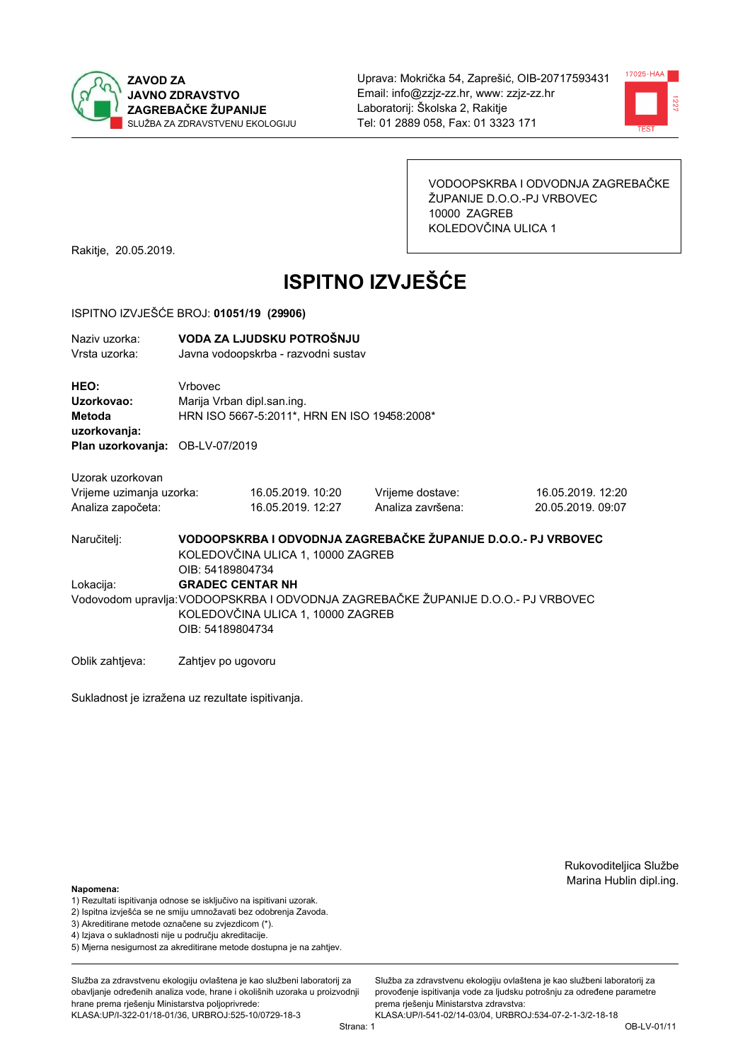**ZAVOD ZA JAVNO ZDRAVSTVO ZAGREBAČKE ŽUPANIJE**
SLUŽBA ZA ZDRAVSTVENU EKOLOGIJU

Uprava: Mokrička 54, Zaprešić, OIB-20717593431
Email: info@zzjz-zz.hr, www: zzjz-zz.hr
Laboratorij: Školska 2, Rakitje
Tel: 01 2889 058, Fax: 01 3323 171

VODOOPSKRBA I ODVODNJA ZAGREBAČKE ŽUPANIJE D.O.O.-PJ VRBOVEC
10000 ZAGREB
KOLEDOVČINA ULICA 1

Rakitje, 20.05.2019.

# ISPITNO IZVJEŠĆE

ISPITNO IZVJEŠĆE BROJ: **01051/19 (29906)**

Naziv uzorka: **VODA ZA LJUDSKU POTROŠNJU**
Vrsta uzorka: Javna vodoopskrba - razvodni sustav

**HEO:** Vrbovec
**Uzorkovao:** Marija Vrban dipl.san.ing.
**Metoda uzorkovanja:** HRN ISO 5667-5:2011*, HRN EN ISO 19458:2008*
**Plan uzorkovanja:** OB-LV-07/2019

Uzorak uzorkovan

| | | | |
|---|---|---|---|
| Vrijeme uzimanja uzorka: | 16.05.2019. 10:20 | Vrijeme dostave: | 16.05.2019. 12:20 |
| Analiza započeta: | 16.05.2019. 12:27 | Analiza završena: | 20.05.2019. 09:07 |

Naručitelj: **VODOOPSKRBA I ODVODNJA ZAGREBAČKE ŽUPANIJE D.O.O.- PJ VRBOVEC**
KOLEDOVČINA ULICA 1, 10000 ZAGREB
OIB: 54189804734

Lokacija: **GRADEC CENTAR NH**

Vodovodom upravlja: VODOOPSKRBA I ODVODNJA ZAGREBAČKE ŽUPANIJE D.O.O.- PJ VRBOVEC
KOLEDOVČINA ULICA 1, 10000 ZAGREB
OIB: 54189804734

Oblik zahtjeva: Zahtjev po ugovoru

Sukladnost je izražena uz rezultate ispitivanja.

Rukovoditeljica Službe
Marina Hublin dipl.ing.

**Napomena:**
1) Rezultati ispitivanja odnose se isključivo na ispitivani uzorak.
2) Ispitna izvješća se ne smiju umnožavati bez odobrenja Zavoda.
3) Akreditirane metode označene su zvjezdicom (*).
4) Izjava o sukladnosti nije u području akreditacije.
5) Mjerna nesigurnost za akreditirane metode dostupna je na zahtjev.

Služba za zdravstvenu ekologiju ovlaštena je kao službeni laboratorij za obavljanje određenih analiza vode, hrane i okolišnih uzoraka u proizvodnji hrane prema rješenju Ministarstva poljoprivrede: KLASA:UP/I-322-01/18-01/36, URBROJ:525-10/0729-18-3

Služba za zdravstvenu ekologiju ovlaštena je kao službeni laboratorij za provođenje ispitivanja vode za ljudsku potrošnju za određene parametre prema rješenju Ministarstva zdravstva: KLASA:UP/I-541-02/14-03/04, URBROJ:534-07-2-1-3/2-18-18

OB-LV-01/11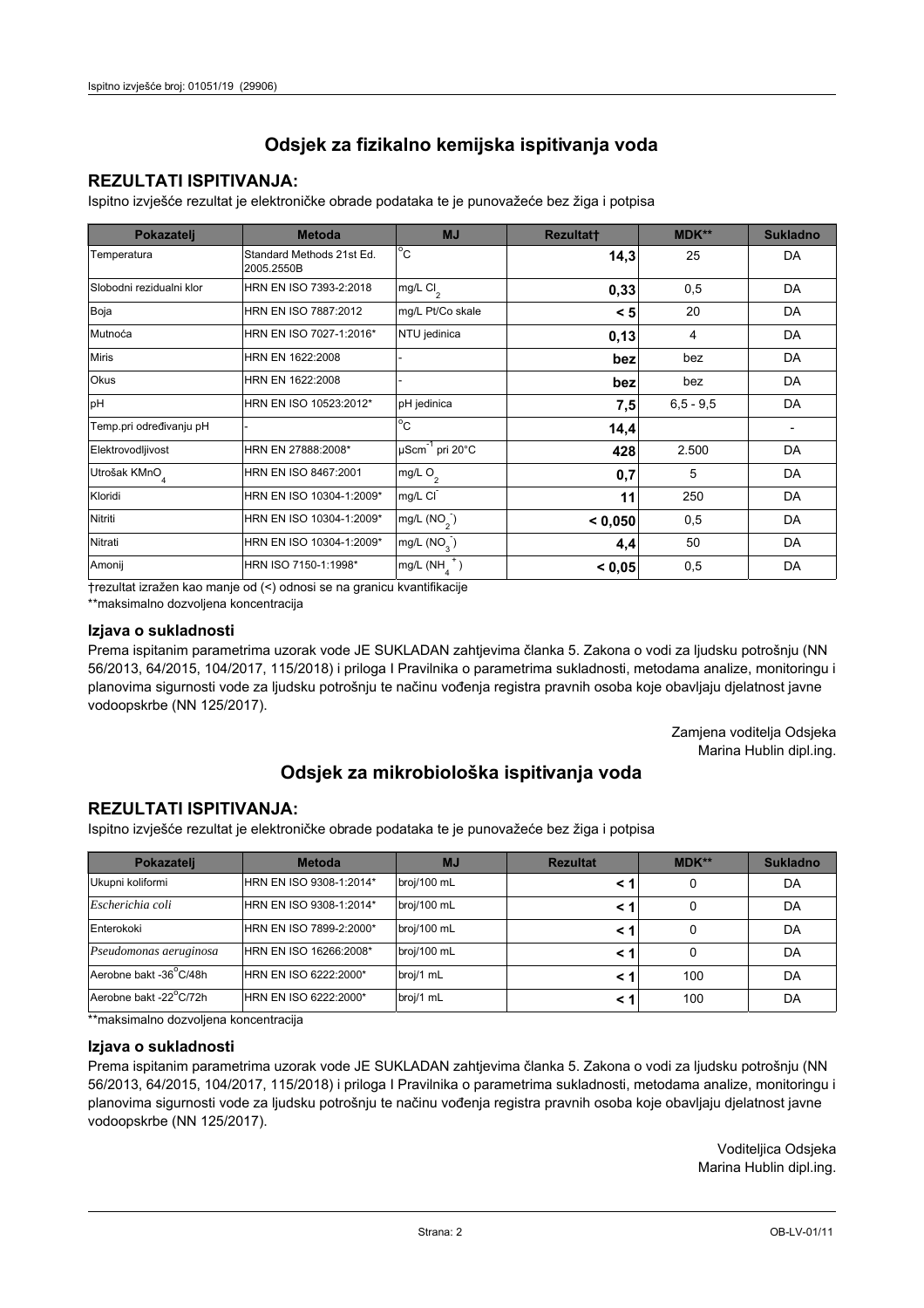## Odsjek za fizikalno kemijska ispitivanja voda

### REZULTATI ISPITIVANJA:

Ispitno izvješće rezultat je elektroničke obrade podataka te je punovažeće bez žiga i potpisa

| Pokazatelj | Metoda | MJ | Rezultat† | MDK** | Sukladno |
|---|---|---|---|---|---|
| Temperatura | Standard Methods 21st Ed. 2005.2550B | °C | **14,3** | 25 | DA |
| Slobodni rezidualni klor | HRN EN ISO 7393-2:2018 | mg/L $Cl_2$ | **0,33** | 0,5 | DA |
| Boja | HRN EN ISO 7887:2012 | mg/L Pt/Co skale | **< 5** | 20 | DA |
| Mutnoća | HRN EN ISO 7027-1:2016* | NTU jedinica | **0,13** | 4 | DA |
| Miris | HRN EN 1622:2008 | - | **bez** | bez | DA |
| Okus | HRN EN 1622:2008 | - | **bez** | bez | DA |
| pH | HRN EN ISO 10523:2012* | pH jedinica | **7,5** | 6,5 - 9,5 | DA |
| Temp.pri određivanju pH | - | °C | **14,4** | | - |
| Elektrovodljivost | HRN EN 27888:2008* | $\mu Scm^{-1}$ pri 20°C | **428** | 2.500 | DA |
| Utrošak $KMnO_4$ | HRN EN ISO 8467:2001 | mg/L $O_2$ | **0,7** | 5 | DA |
| Kloridi | HRN EN ISO 10304-1:2009* | mg/L $Cl^-$ | **11** | 250 | DA |
| Nitriti | HRN EN ISO 10304-1:2009* | mg/L $(NO_2^-)$ | **< 0,050** | 0,5 | DA |
| Nitrati | HRN EN ISO 10304-1:2009* | mg/L $(NO_3^-)$ | **4,4** | 50 | DA |
| Amonij | HRN ISO 7150-1:1998* | mg/L $(NH_4^+)$ | **< 0,05** | 0,5 | DA |

†rezultat izražen kao manje od (<) odnosi se na granicu kvantifikacije

**maksimalno dozvoljena koncentracija

#### Izjava o sukladnosti

Prema ispitanim parametrima uzorak vode JE SUKLADAN zahtjevima članka 5. Zakona o vodi za ljudsku potrošnju (NN 56/2013, 64/2015, 104/2017, 115/2018) i priloga I Pravilnika o parametrima sukladnosti, metodama analize, monitoringu i planovima sigurnosti vode za ljudsku potrošnju te načinu vođenja registra pravnih osoba koje obavljaju djelatnost javne vodoopskrbe (NN 125/2017).

Zamjena voditelja Odsjeka
Marina Hublin dipl.ing.

## Odsjek za mikrobiološka ispitivanja voda

### REZULTATI ISPITIVANJA:

Ispitno izvješće rezultat je elektroničke obrade podataka te je punovažeće bez žiga i potpisa

| Pokazatelj | Metoda | MJ | Rezultat | MDK** | Sukladno |
|---|---|---|---|---|---|
| Ukupni koliformi | HRN EN ISO 9308-1:2014* | broj/100 mL | **< 1** | 0 | DA |
| *Escherichia coli* | HRN EN ISO 9308-1:2014* | broj/100 mL | **< 1** | 0 | DA |
| Enterokoki | HRN EN ISO 7899-2:2000* | broj/100 mL | **< 1** | 0 | DA |
| *Pseudomonas aeruginosa* | HRN EN ISO 16266:2008* | broj/100 mL | **< 1** | 0 | DA |
| Aerobne bakt -36°C/48h | HRN EN ISO 6222:2000* | broj/1 mL | **< 1** | 100 | DA |
| Aerobne bakt -22°C/72h | HRN EN ISO 6222:2000* | broj/1 mL | **< 1** | 100 | DA |

**maksimalno dozvoljena koncentracija

#### Izjava o sukladnosti

Prema ispitanim parametrima uzorak vode JE SUKLADAN zahtjevima članka 5. Zakona o vodi za ljudsku potrošnju (NN 56/2013, 64/2015, 104/2017, 115/2018) i priloga I Pravilnika o parametrima sukladnosti, metodama analize, monitoringu i planovima sigurnosti vode za ljudsku potrošnju te načinu vođenja registra pravnih osoba koje obavljaju djelatnost javne vodoopskrbe (NN 125/2017).

Voditeljica Odsjeka
Marina Hublin dipl.ing.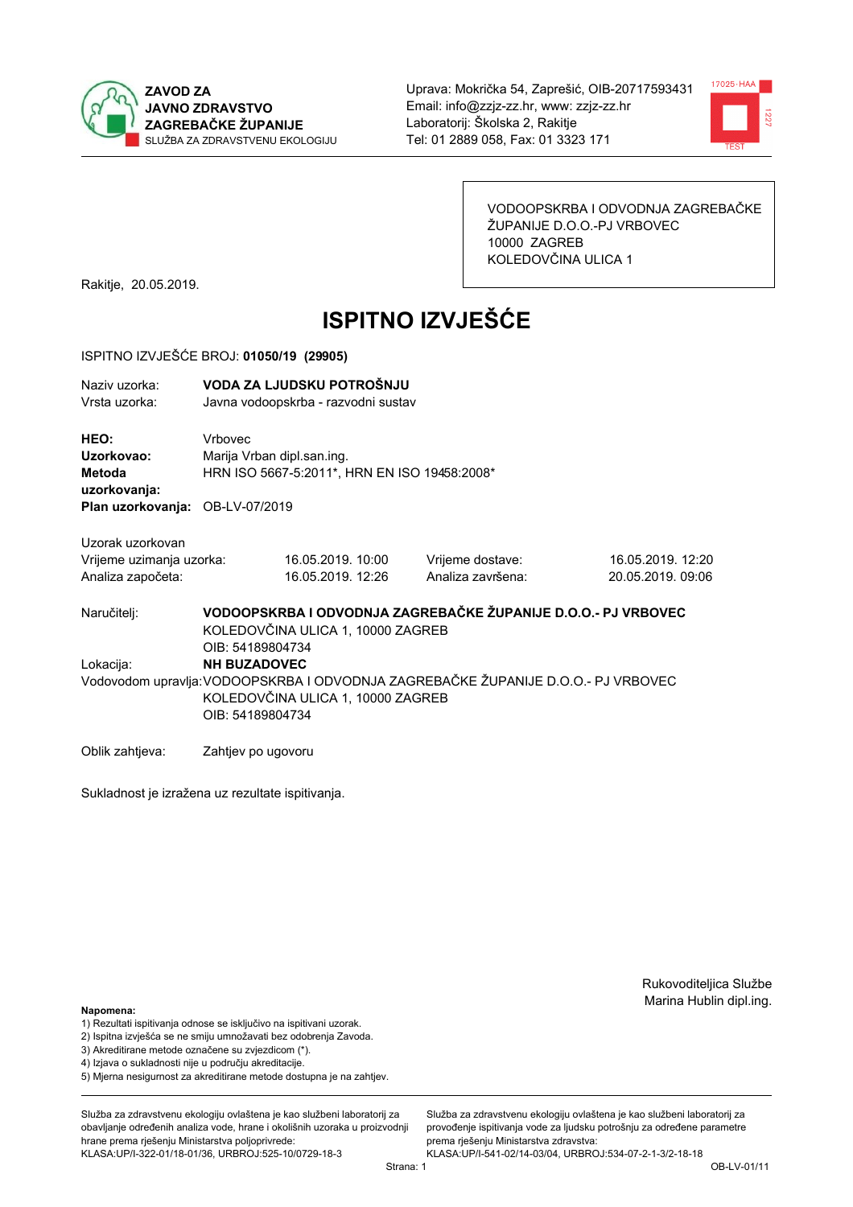**ZAVOD ZA JAVNO ZDRAVSTVO ZAGREBAČKE ŽUPANIJE**
SLUŽBA ZA ZDRAVSTVENU EKOLOGIJU

Uprava: Mokrička 54, Zaprešić, OIB-20717593431
Email: info@zzjz-zz.hr, www: zzjz-zz.hr
Laboratorij: Školska 2, Rakitje
Tel: 01 2889 058, Fax: 01 3323 171

VODOOPSKRBA I ODVODNJA ZAGREBAČKE ŽUPANIJE D.O.O.-PJ VRBOVEC
10000 ZAGREB
KOLEDOVČINA ULICA 1

Rakitje, 20.05.2019.

# ISPITNO IZVJEŠĆE

ISPITNO IZVJEŠĆE BROJ: **01050/19 (29905)**

| | |
|---|---|
| Naziv uzorka: | **VODA ZA LJUDSKU POTROŠNJU** |
| Vrsta uzorka: | Javna vodoopskrba - razvodni sustav |

| | |
|---|---|
| **HEO:** | Vrbovec |
| **Uzorkovao:** | Marija Vrban dipl.san.ing. |
| **Metoda uzorkovanja:** | HRN ISO 5667-5:2011*, HRN EN ISO 19458:2008* |
| **Plan uzorkovanja:** | OB-LV-07/2019 |

Uzorak uzorkovan

| | | | |
|---|---|---|---|
| Vrijeme uzimanja uzorka: | 16.05.2019. 10:00 | Vrijeme dostave: | 16.05.2019. 12:20 |
| Analiza započeta: | 16.05.2019. 12:26 | Analiza završena: | 20.05.2019. 09:06 |

Naručitelj: **VODOOPSKRBA I ODVODNJA ZAGREBAČKE ŽUPANIJE D.O.O.- PJ VRBOVEC**
KOLEDOVČINA ULICA 1, 10000 ZAGREB
OIB: 54189804734

Lokacija: **NH BUZADOVEC**

Vodovodom upravlja: VODOOPSKRBA I ODVODNJA ZAGREBAČKE ŽUPANIJE D.O.O.- PJ VRBOVEC
KOLEDOVČINA ULICA 1, 10000 ZAGREB
OIB: 54189804734

Oblik zahtjeva: Zahtjev po ugovoru

Sukladnost je izražena uz rezultate ispitivanja.

Rukovoditeljica Službe
Marina Hublin dipl.ing.

**Napomena:**
1) Rezultati ispitivanja odnose se isključivo na ispitivani uzorak.
2) Ispitna izvješća se ne smiju umnožavati bez odobrenja Zavoda.
3) Akreditirane metode označene su zvjezdicom (*).
4) Izjava o sukladnosti nije u području akreditacije.
5) Mjerna nesigurnost za akreditirane metode dostupna je na zahtjev.

Služba za zdravstvenu ekologiju ovlaštena je kao službeni laboratorij za obavljanje određenih analiza vode, hrane i okolišnih uzoraka u proizvodnji hrane prema rješenju Ministarstva poljoprivrede:
KLASA:UP/I-322-01/18-01/36, URBROJ:525-10/0729-18-3

Služba za zdravstvenu ekologiju ovlaštena je kao službeni laboratorij za provođenje ispitivanja vode za ljudsku potrošnju za određene parametre prema rješenju Ministarstva zdravstva:
KLASA:UP/I-541-02/14-03/04, URBROJ:534-07-2-1-3/2-18-18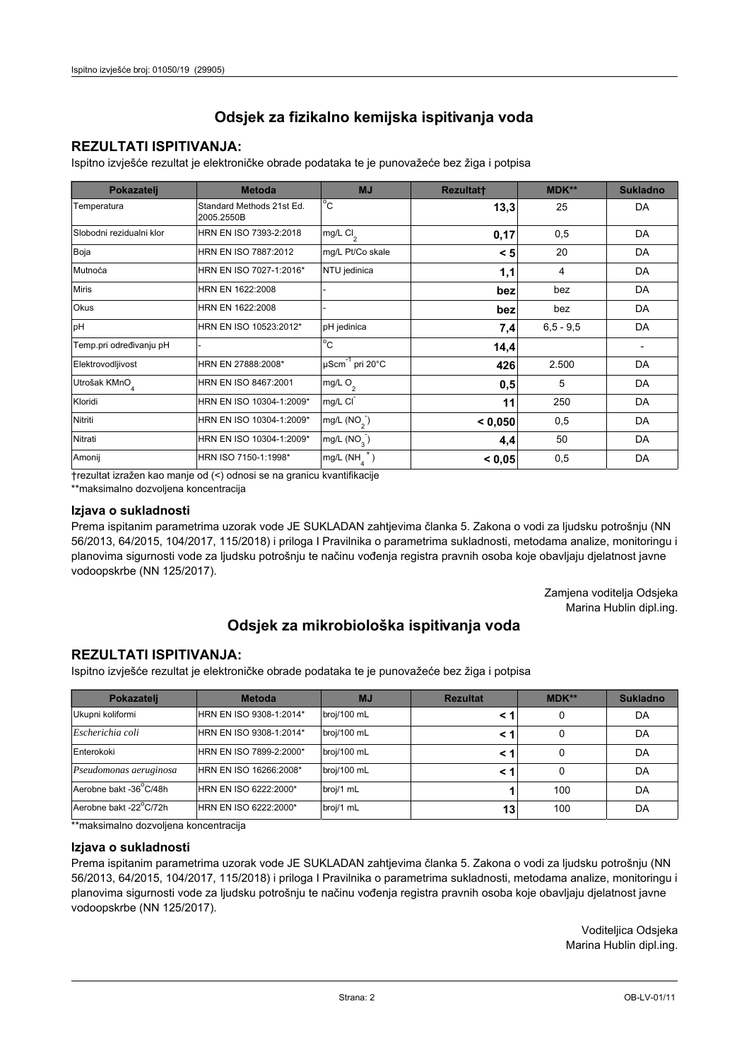## Odsjek za fizikalno kemijska ispitivanja voda

### REZULTATI ISPITIVANJA:

Ispitno izvješće rezultat je elektroničke obrade podataka te je punovažeće bez žiga i potpisa

| Pokazatelj | Metoda | MJ | Rezultat† | MDK** | Sukladno |
|---|---|---|---|---|---|
| Temperatura | Standard Methods 21st Ed. 2005.2550B | °C | **13,3** | 25 | DA |
| Slobodni rezidualni klor | HRN EN ISO 7393-2:2018 | mg/L $Cl_2$ | **0,17** | 0,5 | DA |
| Boja | HRN EN ISO 7887:2012 | mg/L Pt/Co skale | **< 5** | 20 | DA |
| Mutnoća | HRN EN ISO 7027-1:2016* | NTU jedinica | **1,1** | 4 | DA |
| Miris | HRN EN 1622:2008 | - | **bez** | bez | DA |
| Okus | HRN EN 1622:2008 | - | **bez** | bez | DA |
| pH | HRN EN ISO 10523:2012* | pH jedinica | **7,4** | 6,5 - 9,5 | DA |
| Temp.pri određivanju pH | - | °C | **14,4** | | - |
| Elektrovodljivost | HRN EN 27888:2008* | $\mu Scm^{-1}$ pri 20°C | **426** | 2.500 | DA |
| Utrošak $KMnO_4$ | HRN EN ISO 8467:2001 | mg/L $O_2$ | **0,5** | 5 | DA |
| Kloridi | HRN EN ISO 10304-1:2009* | mg/L $Cl^-$ | **11** | 250 | DA |
| Nitriti | HRN EN ISO 10304-1:2009* | mg/L ($NO_2^-$) | **< 0,050** | 0,5 | DA |
| Nitrati | HRN EN ISO 10304-1:2009* | mg/L ($NO_3^-$) | **4,4** | 50 | DA |
| Amonij | HRN ISO 7150-1:1998* | mg/L ($NH_4^+$) | **< 0,05** | 0,5 | DA |

†rezultat izražen kao manje od (<) odnosi se na granicu kvantifikacije

**maksimalno dozvoljena koncentracija

### Izjava o sukladnosti

Prema ispitanim parametrima uzorak vode JE SUKLADAN zahtjevima članka 5. Zakona o vodi za ljudsku potrošnju (NN 56/2013, 64/2015, 104/2017, 115/2018) i priloga I Pravilnika o parametrima sukladnosti, metodama analize, monitoringu i planovima sigurnosti vode za ljudsku potrošnju te načinu vođenja registra pravnih osoba koje obavljaju djelatnost javne vodoopskrbe (NN 125/2017).

Zamjena voditelja Odsjeka
Marina Hublin dipl.ing.

## Odsjek za mikrobiološka ispitivanja voda

### REZULTATI ISPITIVANJA:

Ispitno izvješće rezultat je elektroničke obrade podataka te je punovažeće bez žiga i potpisa

| Pokazatelj | Metoda | MJ | Rezultat | MDK** | Sukladno |
|---|---|---|---|---|---|
| Ukupni koliformi | HRN EN ISO 9308-1:2014* | broj/100 mL | **< 1** | 0 | DA |
| *Escherichia coli* | HRN EN ISO 9308-1:2014* | broj/100 mL | **< 1** | 0 | DA |
| Enterokoki | HRN EN ISO 7899-2:2000* | broj/100 mL | **< 1** | 0 | DA |
| *Pseudomonas aeruginosa* | HRN EN ISO 16266:2008* | broj/100 mL | **< 1** | 0 | DA |
| Aerobne bakt -36°C/48h | HRN EN ISO 6222:2000* | broj/1 mL | **1** | 100 | DA |
| Aerobne bakt -22°C/72h | HRN EN ISO 6222:2000* | broj/1 mL | **13** | 100 | DA |

**maksimalno dozvoljena koncentracija

### Izjava o sukladnosti

Prema ispitanim parametrima uzorak vode JE SUKLADAN zahtjevima članka 5. Zakona o vodi za ljudsku potrošnju (NN 56/2013, 64/2015, 104/2017, 115/2018) i priloga I Pravilnika o parametrima sukladnosti, metodama analize, monitoringu i planovima sigurnosti vode za ljudsku potrošnju te načinu vođenja registra pravnih osoba koje obavljaju djelatnost javne vodoopskrbe (NN 125/2017).

Voditeljica Odsjeka
Marina Hublin dipl.ing.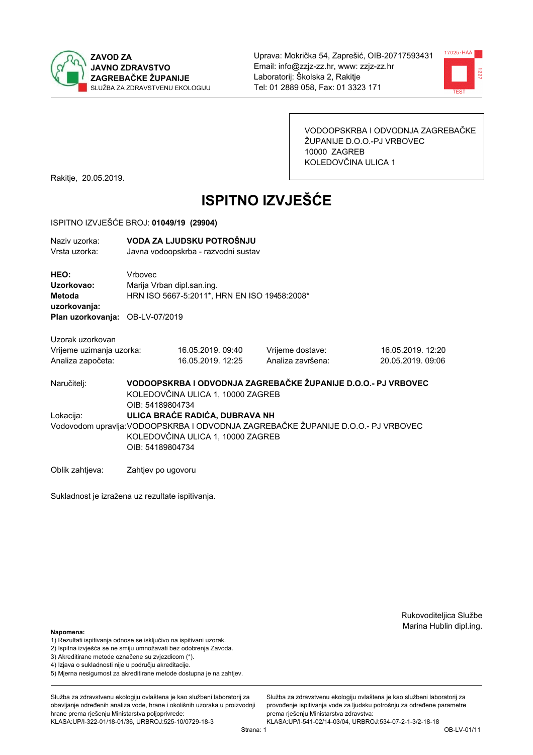**ZAVOD ZA JAVNO ZDRAVSTVO ZAGREBAČKE ŽUPANIJE**
SLUŽBA ZA ZDRAVSTVENU EKOLOGIJU

Uprava: Mokrička 54, Zaprešić, OIB-20717593431
Email: info@zzjz-zz.hr, www: zzjz-zz.hr
Laboratorij: Školska 2, Rakitje
Tel: 01 2889 058, Fax: 01 3323 171

VODOOPSKRBA I ODVODNJA ZAGREBAČKE ŽUPANIJE D.O.O.-PJ VRBOVEC
10000 ZAGREB
KOLEDOVČINA ULICA 1

Rakitje, 20.05.2019.

# ISPITNO IZVJEŠĆE

ISPITNO IZVJEŠĆE BROJ: **01049/19 (29904)**

Naziv uzorka: **VODA ZA LJUDSKU POTROŠNJU**
Vrsta uzorka: Javna vodoopskrba - razvodni sustav

**HEO:** Vrbovec
**Uzorkovao:** Marija Vrban dipl.san.ing.
**Metoda uzorkovanja:** HRN ISO 5667-5:2011*, HRN EN ISO 19458:2008*
**Plan uzorkovanja:** OB-LV-07/2019

Uzorak uzorkovan

| | | | |
|---|---|---|---|
| Vrijeme uzimanja uzorka: | 16.05.2019. 09:40 | Vrijeme dostave: | 16.05.2019. 12:20 |
| Analiza započeta: | 16.05.2019. 12:25 | Analiza završena: | 20.05.2019. 09:06 |

Naručitelj: **VODOOPSKRBA I ODVODNJA ZAGREBAČKE ŽUPANIJE D.O.O.- PJ VRBOVEC**
KOLEDOVČINA ULICA 1, 10000 ZAGREB
OIB: 54189804734

Lokacija: **ULICA BRAĆE RADIĆA, DUBRAVA NH**

Vodovodom upravlja: VODOOPSKRBA I ODVODNJA ZAGREBAČKE ŽUPANIJE D.O.O.- PJ VRBOVEC
KOLEDOVČINA ULICA 1, 10000 ZAGREB
OIB: 54189804734

Oblik zahtjeva: Zahtjev po ugovoru

Sukladnost je izražena uz rezultate ispitivanja.

Rukovoditeljica Službe
Marina Hublin dipl.ing.

**Napomena:**
1) Rezultati ispitivanja odnose se isključivo na ispitivani uzorak.
2) Ispitna izvješća se ne smiju umnožavati bez odobrenja Zavoda.
3) Akreditirane metode označene su zvjezdicom (*).
4) Izjava o sukladnosti nije u području akreditacije.
5) Mjerna nesigurnost za akreditirane metode dostupna je na zahtjev.

Služba za zdravstvenu ekologiju ovlaštena je kao službeni laboratorij za obavljanje određenih analiza vode, hrane i okolišnih uzoraka u proizvodnji hrane prema rješenju Ministarstva poljoprivrede: KLASA:UP/I-322-01/18-01/36, URBROJ:525-10/0729-18-3

Služba za zdravstvenu ekologiju ovlaštena je kao službeni laboratorij za provođenje ispitivanja vode za ljudsku potrošnju za određene parametre prema rješenju Ministarstva zdravstva: KLASA:UP/I-541-02/14-03/04, URBROJ:534-07-2-1-3/2-18-18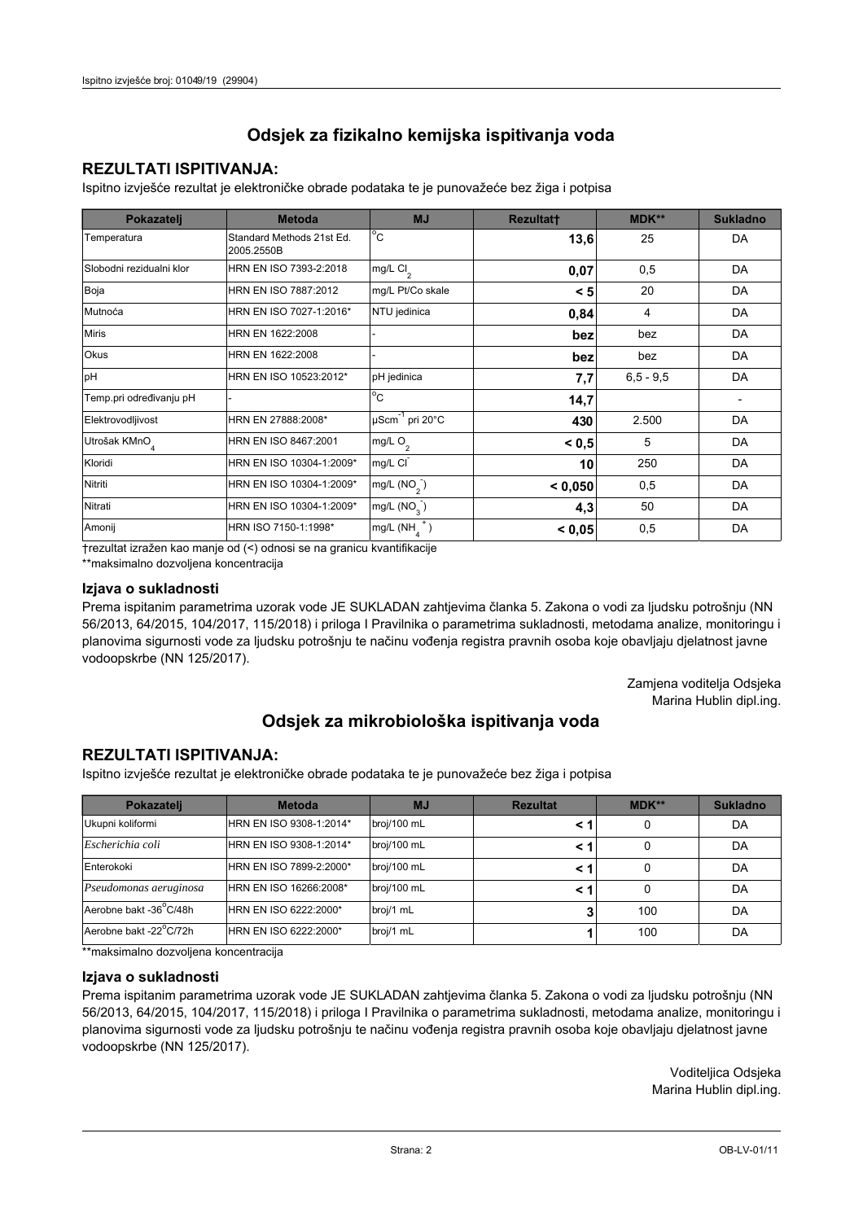## Odsjek za fizikalno kemijska ispitivanja voda

### REZULTATI ISPITIVANJA:

Ispitno izvješće rezultat je elektroničke obrade podataka te je punovažeće bez žiga i potpisa

| Pokazatelj | Metoda | MJ | Rezultat† | MDK** | Sukladno |
|---|---|---|---|---|---|
| Temperatura | Standard Methods 21st Ed. 2005.2550B | °C | **13,6** | 25 | DA |
| Slobodni rezidualni klor | HRN EN ISO 7393-2:2018 | mg/L $Cl_2$ | **0,07** | 0,5 | DA |
| Boja | HRN EN ISO 7887:2012 | mg/L Pt/Co skale | **< 5** | 20 | DA |
| Mutnoća | HRN EN ISO 7027-1:2016* | NTU jedinica | **0,84** | 4 | DA |
| Miris | HRN EN 1622:2008 | - | **bez** | bez | DA |
| Okus | HRN EN 1622:2008 | - | **bez** | bez | DA |
| pH | HRN EN ISO 10523:2012* | pH jedinica | **7,7** | 6,5 - 9,5 | DA |
| Temp.pri određivanju pH | - | °C | **14,7** | | - |
| Elektrovodljivost | HRN EN 27888:2008* | $\mu Scm^{-1}$ pri 20°C | **430** | 2.500 | DA |
| Utrošak $KMnO_4$ | HRN EN ISO 8467:2001 | mg/L $O_2$ | **< 0,5** | 5 | DA |
| Kloridi | HRN EN ISO 10304-1:2009* | mg/L $Cl^-$ | **10** | 250 | DA |
| Nitriti | HRN EN ISO 10304-1:2009* | mg/L ($NO_2^-$) | **< 0,050** | 0,5 | DA |
| Nitrati | HRN EN ISO 10304-1:2009* | mg/L ($NO_3^-$) | **4,3** | 50 | DA |
| Amonij | HRN ISO 7150-1:1998* | mg/L ($NH_4^+$) | **< 0,05** | 0,5 | DA |

†rezultat izražen kao manje od (<) odnosi se na granicu kvantifikacije

**maksimalno dozvoljena koncentracija

### Izjava o sukladnosti

Prema ispitanim parametrima uzorak vode JE SUKLADAN zahtjevima članka 5. Zakona o vodi za ljudsku potrošnju (NN 56/2013, 64/2015, 104/2017, 115/2018) i priloga I Pravilnika o parametrima sukladnosti, metodama analize, monitoringu i planovima sigurnosti vode za ljudsku potrošnju te načinu vođenja registra pravnih osoba koje obavljaju djelatnost javne vodoopskrbe (NN 125/2017).

Zamjena voditelja Odsjeka
Marina Hublin dipl.ing.

## Odsjek za mikrobiološka ispitivanja voda

### REZULTATI ISPITIVANJA:

Ispitno izvješće rezultat je elektroničke obrade podataka te je punovažeće bez žiga i potpisa

| Pokazatelj | Metoda | MJ | Rezultat | MDK** | Sukladno |
|---|---|---|---|---|---|
| Ukupni koliformi | HRN EN ISO 9308-1:2014* | broj/100 mL | **< 1** | 0 | DA |
| *Escherichia coli* | HRN EN ISO 9308-1:2014* | broj/100 mL | **< 1** | 0 | DA |
| Enterokoki | HRN EN ISO 7899-2:2000* | broj/100 mL | **< 1** | 0 | DA |
| *Pseudomonas aeruginosa* | HRN EN ISO 16266:2008* | broj/100 mL | **< 1** | 0 | DA |
| Aerobne bakt -36°C/48h | HRN EN ISO 6222:2000* | broj/1 mL | **3** | 100 | DA |
| Aerobne bakt -22°C/72h | HRN EN ISO 6222:2000* | broj/1 mL | **1** | 100 | DA |

**maksimalno dozvoljena koncentracija

### Izjava o sukladnosti

Prema ispitanim parametrima uzorak vode JE SUKLADAN zahtjevima članka 5. Zakona o vodi za ljudsku potrošnju (NN 56/2013, 64/2015, 104/2017, 115/2018) i priloga I Pravilnika o parametrima sukladnosti, metodama analize, monitoringu i planovima sigurnosti vode za ljudsku potrošnju te načinu vođenja registra pravnih osoba koje obavljaju djelatnost javne vodoopskrbe (NN 125/2017).

Voditeljica Odsjeka
Marina Hublin dipl.ing.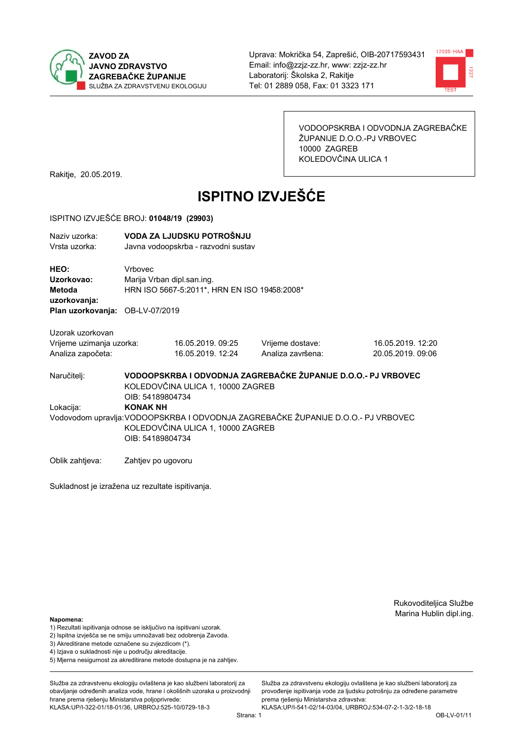**ZAVOD ZA JAVNO ZDRAVSTVO ZAGREBAČKE ŽUPANIJE**
SLUŽBA ZA ZDRAVSTVENU EKOLOGIJU

Uprava: Mokrička 54, Zaprešić, OIB-20717593431
Email: info@zzjz-zz.hr, www: zzjz-zz.hr
Laboratorij: Školska 2, Rakitje
Tel: 01 2889 058, Fax: 01 3323 171

VODOOPSKRBA I ODVODNJA ZAGREBAČKE ŽUPANIJE D.O.O.-PJ VRBOVEC
10000 ZAGREB
KOLEDOVČINA ULICA 1

Rakitje, 20.05.2019.

# ISPITNO IZVJEŠĆE

ISPITNO IZVJEŠĆE BROJ: **01048/19 (29903)**

Naziv uzorka: **VODA ZA LJUDSKU POTROŠNJU**
Vrsta uzorka: Javna vodoopskrba - razvodni sustav

**HEO:** Vrbovec
**Uzorkovao:** Marija Vrban dipl.san.ing.
**Metoda uzorkovanja:** HRN ISO 5667-5:2011*, HRN EN ISO 19458:2008*
**Plan uzorkovanja:** OB-LV-07/2019

Uzorak uzorkovan

| | | | |
|---|---|---|---|
| Vrijeme uzimanja uzorka: | 16.05.2019. 09:25 | Vrijeme dostave: | 16.05.2019. 12:20 |
| Analiza započeta: | 16.05.2019. 12:24 | Analiza završena: | 20.05.2019. 09:06 |

Naručitelj: **VODOOPSKRBA I ODVODNJA ZAGREBAČKE ŽUPANIJE D.O.O.- PJ VRBOVEC**
KOLEDOVČINA ULICA 1, 10000 ZAGREB
OIB: 54189804734

Lokacija: **KONAK NH**

Vodovodom upravlja: VODOOPSKRBA I ODVODNJA ZAGREBAČKE ŽUPANIJE D.O.O.- PJ VRBOVEC
KOLEDOVČINA ULICA 1, 10000 ZAGREB
OIB: 54189804734

Oblik zahtjeva: Zahtjev po ugovoru

Sukladnost je izražena uz rezultate ispitivanja.

Rukovoditeljica Službe
Marina Hublin dipl.ing.

**Napomena:**
1) Rezultati ispitivanja odnose se isključivo na ispitivani uzorak.
2) Ispitna izvješća se ne smiju umnožavati bez odobrenja Zavoda.
3) Akreditirane metode označene su zvjezdicom (*).
4) Izjava o sukladnosti nije u području akreditacije.
5) Mjerna nesigurnost za akreditirane metode dostupna je na zahtjev.

Služba za zdravstvenu ekologiju ovlaštena je kao službeni laboratorij za obavljanje određenih analiza vode, hrane i okolišnih uzoraka u proizvodnji hrane prema rješenju Ministarstva poljoprivrede: KLASA:UP/I-322-01/18-01/36, URBROJ:525-10/0729-18-3

Služba za zdravstvenu ekologiju ovlaštena je kao službeni laboratorij za provođenje ispitivanja vode za ljudsku potrošnju za određene parametre prema rješenju Ministarstva zdravstva: KLASA:UP/I-541-02/14-03/04, URBROJ:534-07-2-1-3/2-18-18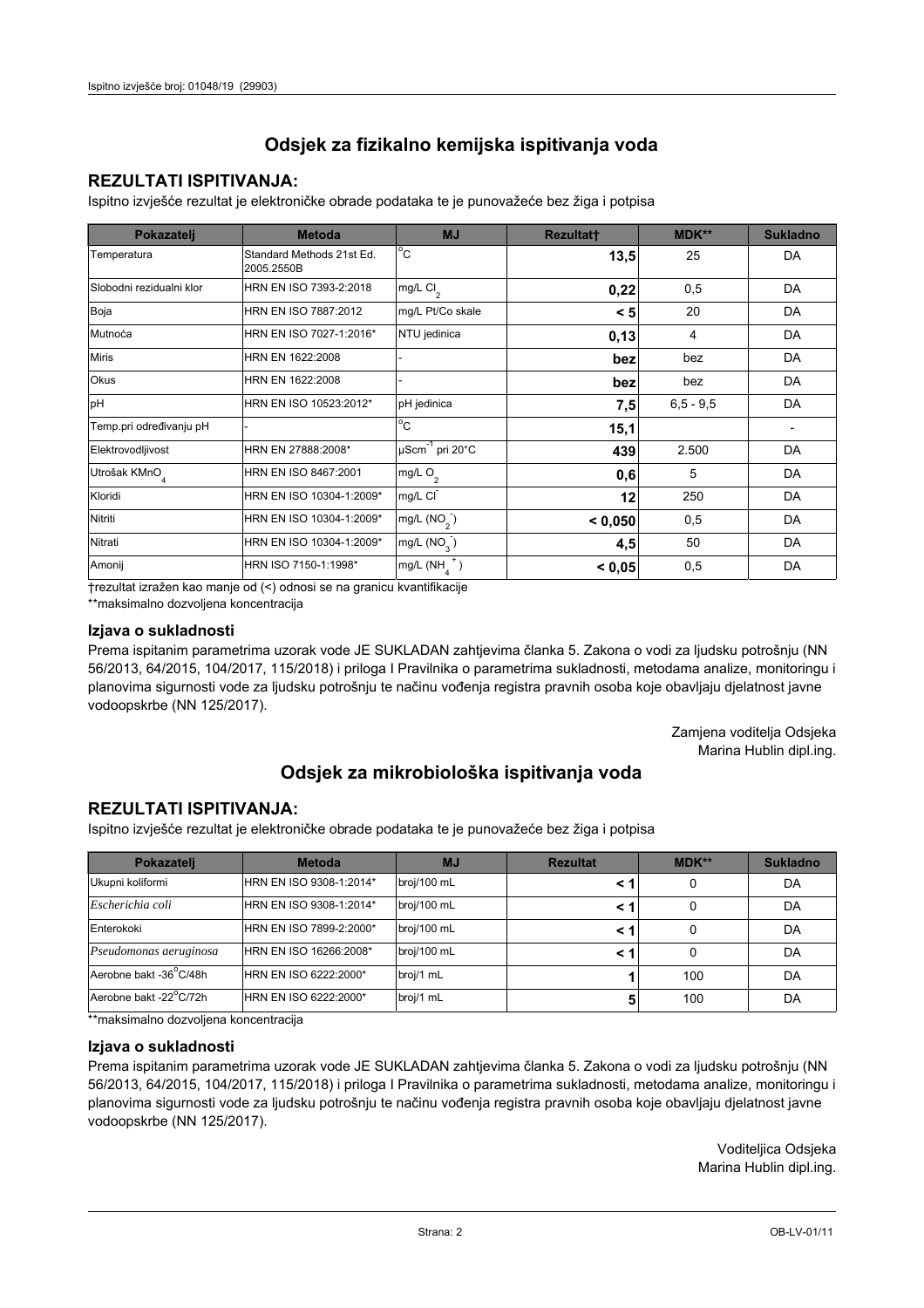## Odsjek za fizikalno kemijska ispitivanja voda

### REZULTATI ISPITIVANJA:

Ispitno izvješće rezultat je elektroničke obrade podataka te je punovažeće bez žiga i potpisa

| Pokazatelj | Metoda | MJ | Rezultat† | MDK** | Sukladno |
|---|---|---|---|---|---|
| Temperatura | Standard Methods 21st Ed. 2005.2550B | °C | **13,5** | 25 | DA |
| Slobodni rezidualni klor | HRN EN ISO 7393-2:2018 | mg/L $Cl_2$ | **0,22** | 0,5 | DA |
| Boja | HRN EN ISO 7887:2012 | mg/L Pt/Co skale | **< 5** | 20 | DA |
| Mutnoća | HRN EN ISO 7027-1:2016* | NTU jedinica | **0,13** | 4 | DA |
| Miris | HRN EN 1622:2008 | - | **bez** | bez | DA |
| Okus | HRN EN 1622:2008 | - | **bez** | bez | DA |
| pH | HRN EN ISO 10523:2012* | pH jedinica | **7,5** | 6,5 - 9,5 | DA |
| Temp.pri određivanju pH | - | °C | **15,1** | | - |
| Elektrovodljivost | HRN EN 27888:2008* | $\mu Scm^{-1}$ pri 20°C | **439** | 2.500 | DA |
| Utrošak $KMnO_4$ | HRN EN ISO 8467:2001 | mg/L $O_2$ | **0,6** | 5 | DA |
| Kloridi | HRN EN ISO 10304-1:2009* | mg/L $Cl^-$ | **12** | 250 | DA |
| Nitriti | HRN EN ISO 10304-1:2009* | mg/L $(NO_2^-)$ | **< 0,050** | 0,5 | DA |
| Nitrati | HRN EN ISO 10304-1:2009* | mg/L $(NO_3^-)$ | **4,5** | 50 | DA |
| Amonij | HRN ISO 7150-1:1998* | mg/L $(NH_4^+)$ | **< 0,05** | 0,5 | DA |

†rezultat izražen kao manje od (<) odnosi se na granicu kvantifikacije

**maksimalno dozvoljena koncentracija

### Izjava o sukladnosti

Prema ispitanim parametrima uzorak vode JE SUKLADAN zahtjevima članka 5. Zakona o vodi za ljudsku potrošnju (NN 56/2013, 64/2015, 104/2017, 115/2018) i priloga I Pravilnika o parametrima sukladnosti, metodama analize, monitoringu i planovima sigurnosti vode za ljudsku potrošnju te načinu vođenja registra pravnih osoba koje obavljaju djelatnost javne vodoopskrbe (NN 125/2017).

Zamjena voditelja Odsjeka
Marina Hublin dipl.ing.

## Odsjek za mikrobiološka ispitivanja voda

### REZULTATI ISPITIVANJA:

Ispitno izvješće rezultat je elektroničke obrade podataka te je punovažeće bez žiga i potpisa

| Pokazatelj | Metoda | MJ | Rezultat | MDK** | Sukladno |
|---|---|---|---|---|---|
| Ukupni koliformi | HRN EN ISO 9308-1:2014* | broj/100 mL | **< 1** | 0 | DA |
| *Escherichia coli* | HRN EN ISO 9308-1:2014* | broj/100 mL | **< 1** | 0 | DA |
| Enterokoki | HRN EN ISO 7899-2:2000* | broj/100 mL | **< 1** | 0 | DA |
| *Pseudomonas aeruginosa* | HRN EN ISO 16266:2008* | broj/100 mL | **< 1** | 0 | DA |
| Aerobne bakt -36°C/48h | HRN EN ISO 6222:2000* | broj/1 mL | **1** | 100 | DA |
| Aerobne bakt -22°C/72h | HRN EN ISO 6222:2000* | broj/1 mL | **5** | 100 | DA |

**maksimalno dozvoljena koncentracija

### Izjava o sukladnosti

Prema ispitanim parametrima uzorak vode JE SUKLADAN zahtjevima članka 5. Zakona o vodi za ljudsku potrošnju (NN 56/2013, 64/2015, 104/2017, 115/2018) i priloga I Pravilnika o parametrima sukladnosti, metodama analize, monitoringu i planovima sigurnosti vode za ljudsku potrošnju te načinu vođenja registra pravnih osoba koje obavljaju djelatnost javne vodoopskrbe (NN 125/2017).

Voditeljica Odsjeka
Marina Hublin dipl.ing.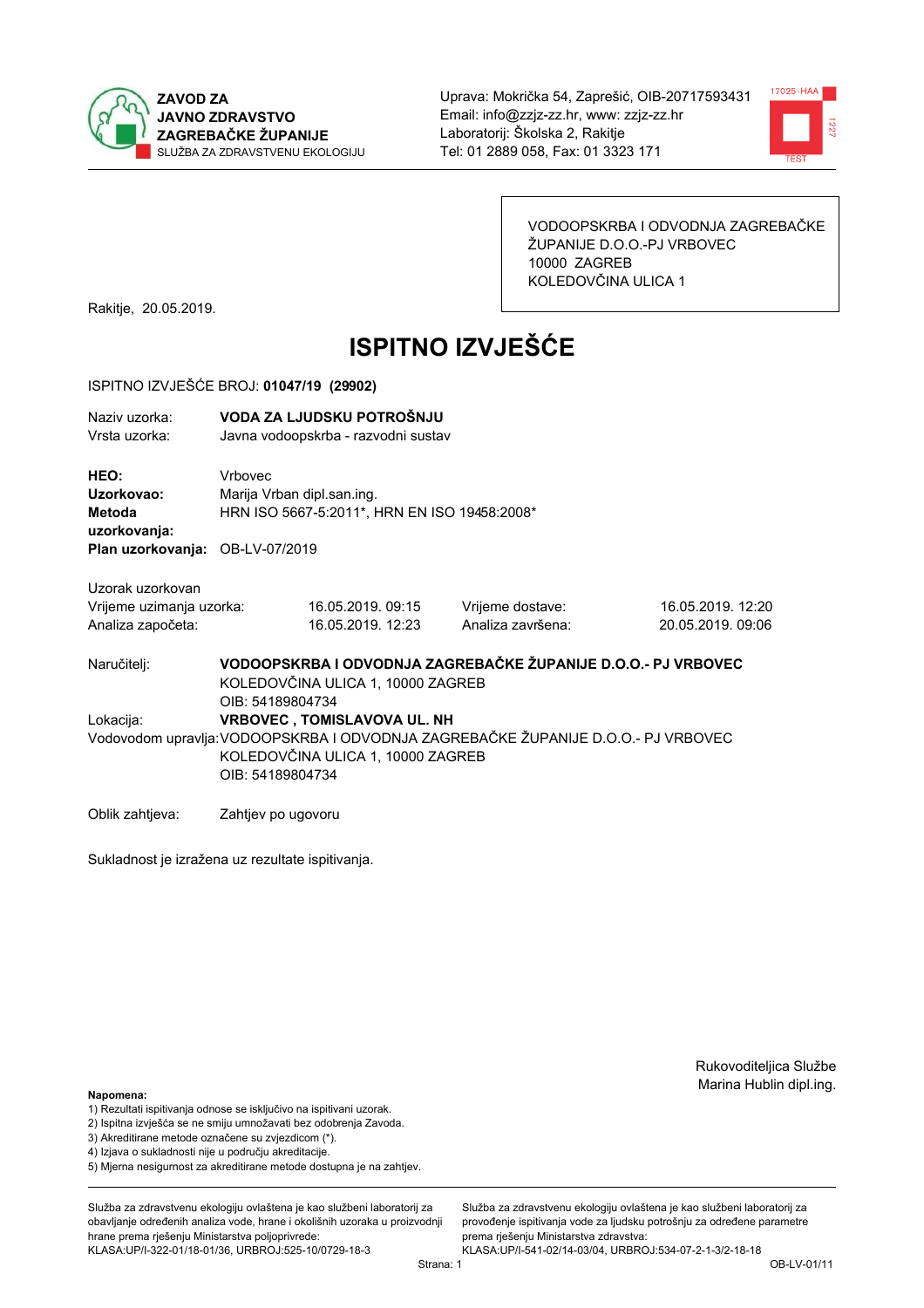**ZAVOD ZA JAVNO ZDRAVSTVO ZAGREBAČKE ŽUPANIJE**
SLUŽBA ZA ZDRAVSTVENU EKOLOGIJU

Uprava: Mokrička 54, Zaprešić, OIB-20717593431
Email: info@zzjz-zz.hr, www: zzjz-zz.hr
Laboratorij: Školska 2, Rakitje
Tel: 01 2889 058, Fax: 01 3323 171

VODOOPSKRBA I ODVODNJA ZAGREBAČKE ŽUPANIJE D.O.O.-PJ VRBOVEC
10000 ZAGREB
KOLEDOVČINA ULICA 1

Rakitje, 20.05.2019.

# ISPITNO IZVJEŠĆE

ISPITNO IZVJEŠĆE BROJ: **01047/19 (29902)**

Naziv uzorka: **VODA ZA LJUDSKU POTROŠNJU**
Vrsta uzorka: Javna vodoopskrba - razvodni sustav

**HEO:** Vrbovec
**Uzorkovao:** Marija Vrban dipl.san.ing.
**Metoda uzorkovanja:** HRN ISO 5667-5:2011*, HRN EN ISO 19458:2008*
**Plan uzorkovanja:** OB-LV-07/2019

Uzorak uzorkovan

| | | | |
|---|---|---|---|
| Vrijeme uzimanja uzorka: | 16.05.2019. 09:15 | Vrijeme dostave: | 16.05.2019. 12:20 |
| Analiza započeta: | 16.05.2019. 12:23 | Analiza završena: | 20.05.2019. 09:06 |

Naručitelj: **VODOOPSKRBA I ODVODNJA ZAGREBAČKE ŽUPANIJE D.O.O.- PJ VRBOVEC**
KOLEDOVČINA ULICA 1, 10000 ZAGREB
OIB: 54189804734

Lokacija: **VRBOVEC , TOMISLAVOVA UL. NH**

Vodovodom upravlja: VODOOPSKRBA I ODVODNJA ZAGREBAČKE ŽUPANIJE D.O.O.- PJ VRBOVEC
KOLEDOVČINA ULICA 1, 10000 ZAGREB
OIB: 54189804734

Oblik zahtjeva: Zahtjev po ugovoru

Sukladnost je izražena uz rezultate ispitivanja.

Rukovoditeljica Službe
Marina Hublin dipl.ing.

**Napomena:**
1) Rezultati ispitivanja odnose se isključivo na ispitivani uzorak.
2) Ispitna izvješća se ne smiju umnožavati bez odobrenja Zavoda.
3) Akreditirane metode označene su zvjezdicom (*).
4) Izjava o sukladnosti nije u području akreditacije.
5) Mjerna nesigurnost za akreditirane metode dostupna je na zahtjev.

Služba za zdravstvenu ekologiju ovlaštena je kao službeni laboratorij za obavljanje određenih analiza vode, hrane i okolišnih uzoraka u proizvodnji hrane prema rješenju Ministarstva poljoprivrede: KLASA:UP/I-322-01/18-01/36, URBROJ:525-10/0729-18-3

Služba za zdravstvenu ekologiju ovlaštena je kao službeni laboratorij za provođenje ispitivanja vode za ljudsku potrošnju za određene parametre prema rješenju Ministarstva zdravstva: KLASA:UP/I-541-02/14-03/04, URBROJ:534-07-2-1-3/2-18-18

OB-LV-01/11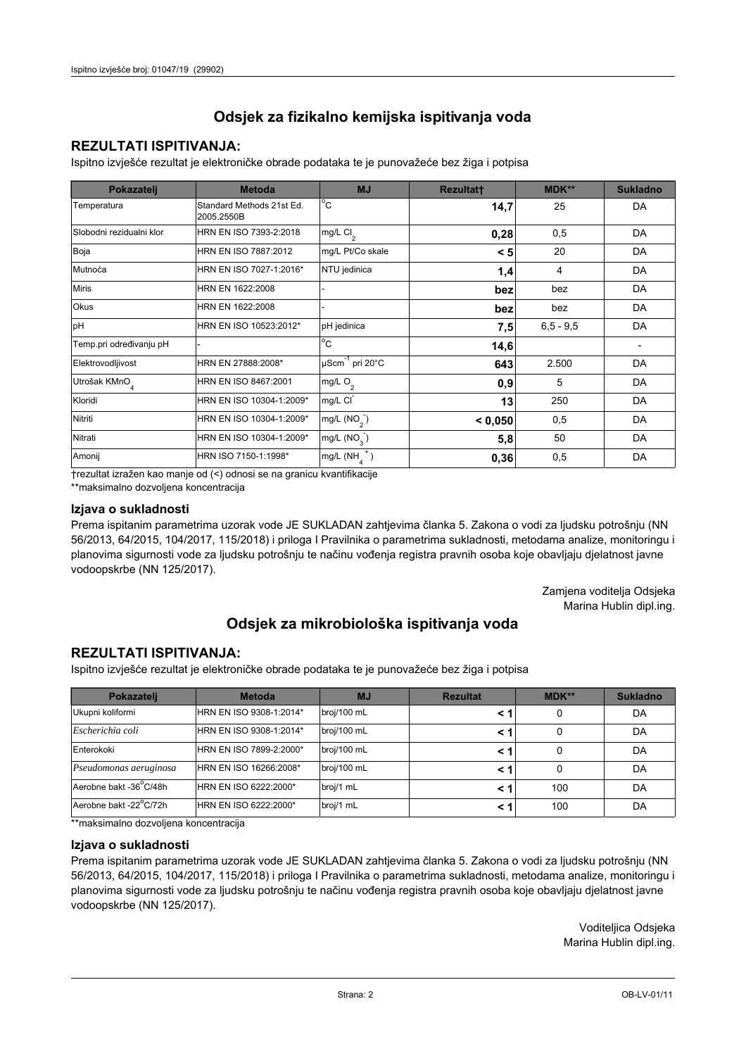## Odsjek za fizikalno kemijska ispitivanja voda

### REZULTATI ISPITIVANJA:

Ispitno izvješće rezultat je elektroničke obrade podataka te je punovažeće bez žiga i potpisa

| Pokazatelj | Metoda | MJ | Rezultat† | MDK** | Sukladno |
|---|---|---|---|---|---|
| Temperatura | Standard Methods 21st Ed. 2005.2550B | °C | **14,7** | 25 | DA |
| Slobodni rezidualni klor | HRN EN ISO 7393-2:2018 | mg/L $Cl_2$ | **0,28** | 0,5 | DA |
| Boja | HRN EN ISO 7887:2012 | mg/L Pt/Co skale | **< 5** | 20 | DA |
| Mutnoća | HRN EN ISO 7027-1:2016* | NTU jedinica | **1,4** | 4 | DA |
| Miris | HRN EN 1622:2008 | - | **bez** | bez | DA |
| Okus | HRN EN 1622:2008 | - | **bez** | bez | DA |
| pH | HRN EN ISO 10523:2012* | pH jedinica | **7,5** | 6,5 - 9,5 | DA |
| Temp.pri određivanju pH | - | °C | **14,6** | | - |
| Elektrovodljivost | HRN EN 27888:2008* | $\mu Scm^{-1}$ pri 20°C | **643** | 2.500 | DA |
| Utrošak $KMnO_4$ | HRN EN ISO 8467:2001 | mg/L $O_2$ | **0,9** | 5 | DA |
| Kloridi | HRN EN ISO 10304-1:2009* | mg/L $Cl^-$ | **13** | 250 | DA |
| Nitriti | HRN EN ISO 10304-1:2009* | mg/L ($NO_2^-$) | **< 0,050** | 0,5 | DA |
| Nitrati | HRN EN ISO 10304-1:2009* | mg/L ($NO_3^-$) | **5,8** | 50 | DA |
| Amonij | HRN ISO 7150-1:1998* | mg/L ($NH_4^+$) | **0,36** | 0,5 | DA |

†rezultat izražen kao manje od (<) odnosi se na granicu kvantifikacije

**maksimalno dozvoljena koncentracija

### Izjava o sukladnosti

Prema ispitanim parametrima uzorak vode JE SUKLADAN zahtjevima članka 5. Zakona o vodi za ljudsku potrošnju (NN 56/2013, 64/2015, 104/2017, 115/2018) i priloga I Pravilnika o parametrima sukladnosti, metodama analize, monitoringu i planovima sigurnosti vode za ljudsku potrošnju te načinu vođenja registra pravnih osoba koje obavljaju djelatnost javne vodoopskrbe (NN 125/2017).

Zamjena voditelja Odsjeka
Marina Hublin dipl.ing.

## Odsjek za mikrobiološka ispitivanja voda

### REZULTATI ISPITIVANJA:

Ispitno izvješće rezultat je elektroničke obrade podataka te je punovažeće bez žiga i potpisa

| Pokazatelj | Metoda | MJ | Rezultat | MDK** | Sukladno |
|---|---|---|---|---|---|
| Ukupni koliformi | HRN EN ISO 9308-1:2014* | broj/100 mL | **< 1** | 0 | DA |
| *Escherichia coli* | HRN EN ISO 9308-1:2014* | broj/100 mL | **< 1** | 0 | DA |
| Enterokoki | HRN EN ISO 7899-2:2000* | broj/100 mL | **< 1** | 0 | DA |
| *Pseudomonas aeruginosa* | HRN EN ISO 16266:2008* | broj/100 mL | **< 1** | 0 | DA |
| Aerobne bakt -36°C/48h | HRN EN ISO 6222:2000* | broj/1 mL | **< 1** | 100 | DA |
| Aerobne bakt -22°C/72h | HRN EN ISO 6222:2000* | broj/1 mL | **< 1** | 100 | DA |

**maksimalno dozvoljena koncentracija

### Izjava o sukladnosti

Prema ispitanim parametrima uzorak vode JE SUKLADAN zahtjevima članka 5. Zakona o vodi za ljudsku potrošnju (NN 56/2013, 64/2015, 104/2017, 115/2018) i priloga I Pravilnika o parametrima sukladnosti, metodama analize, monitoringu i planovima sigurnosti vode za ljudsku potrošnju te načinu vođenja registra pravnih osoba koje obavljaju djelatnost javne vodoopskrbe (NN 125/2017).

Voditeljica Odsjeka
Marina Hublin dipl.ing.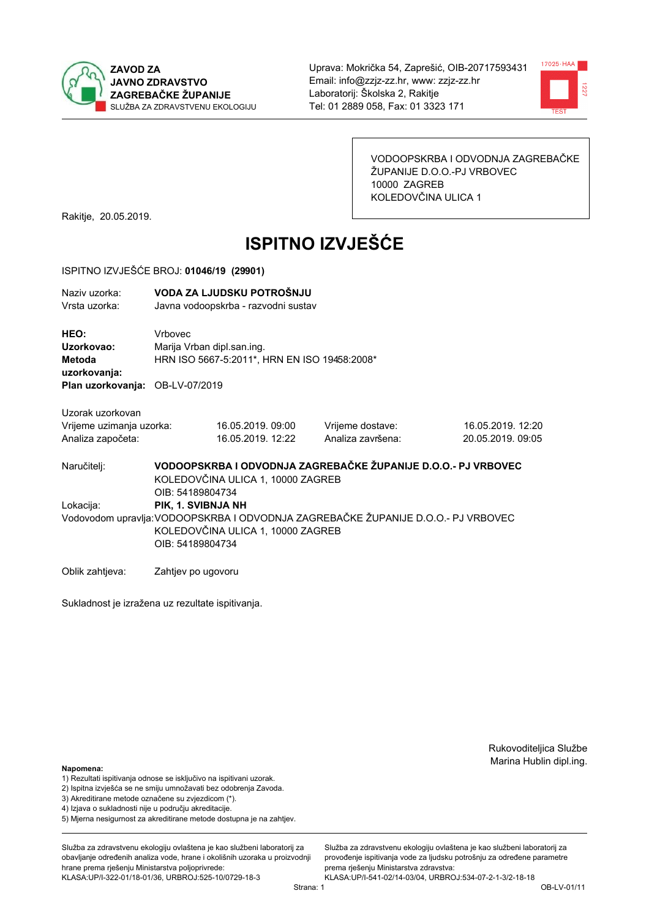**ZAVOD ZA JAVNO ZDRAVSTVO ZAGREBAČKE ŽUPANIJE**
SLUŽBA ZA ZDRAVSTVENU EKOLOGIJU

Uprava: Mokrička 54, Zaprešić, OIB-20717593431
Email: info@zzjz-zz.hr, www: zzjz-zz.hr
Laboratorij: Školska 2, Rakitje
Tel: 01 2889 058, Fax: 01 3323 171

VODOOPSKRBA I ODVODNJA ZAGREBAČKE ŽUPANIJE D.O.O.-PJ VRBOVEC
10000 ZAGREB
KOLEDOVČINA ULICA 1

Rakitje, 20.05.2019.

# ISPITNO IZVJEŠĆE

ISPITNO IZVJEŠĆE BROJ: **01046/19 (29901)**

Naziv uzorka: **VODA ZA LJUDSKU POTROŠNJU**
Vrsta uzorka: Javna vodoopskrba - razvodni sustav

**HEO:** Vrbovec
**Uzorkovao:** Marija Vrban dipl.san.ing.
**Metoda uzorkovanja:** HRN ISO 5667-5:2011*, HRN EN ISO 19458:2008*
**Plan uzorkovanja:** OB-LV-07/2019

Uzorak uzorkovan

| | | | |
|---|---|---|---|
| Vrijeme uzimanja uzorka: | 16.05.2019. 09:00 | Vrijeme dostave: | 16.05.2019. 12:20 |
| Analiza započeta: | 16.05.2019. 12:22 | Analiza završena: | 20.05.2019. 09:05 |

Naručitelj: **VODOOPSKRBA I ODVODNJA ZAGREBAČKE ŽUPANIJE D.O.O.- PJ VRBOVEC**
KOLEDOVČINA ULICA 1, 10000 ZAGREB
OIB: 54189804734

Lokacija: **PIK, 1. SVIBNJA NH**

Vodovodom upravlja: VODOOPSKRBA I ODVODNJA ZAGREBAČKE ŽUPANIJE D.O.O.- PJ VRBOVEC
KOLEDOVČINA ULICA 1, 10000 ZAGREB
OIB: 54189804734

Oblik zahtjeva: Zahtjev po ugovoru

Sukladnost je izražena uz rezultate ispitivanja.

Rukovoditeljica Službe
Marina Hublin dipl.ing.

**Napomena:**
1) Rezultati ispitivanja odnose se isključivo na ispitivani uzorak.
2) Ispitna izvješća se ne smiju umnožavati bez odobrenja Zavoda.
3) Akreditirane metode označene su zvjezdicom (*).
4) Izjava o sukladnosti nije u području akreditacije.
5) Mjerna nesigurnost za akreditirane metode dostupna je na zahtjev.

Služba za zdravstvenu ekologiju ovlaštena je kao službeni laboratorij za obavljanje određenih analiza vode, hrane i okolišnih uzoraka u proizvodnji hrane prema rješenju Ministarstva poljoprivrede:
KLASA:UP/I-322-01/18-01/36, URBROJ:525-10/0729-18-3

Služba za zdravstvenu ekologiju ovlaštena je kao službeni laboratorij za provođenje ispitivanja vode za ljudsku potrošnju za određene parametre prema rješenju Ministarstva zdravstva:
KLASA:UP/I-541-02/14-03/04, URBROJ:534-07-2-1-3/2-18-18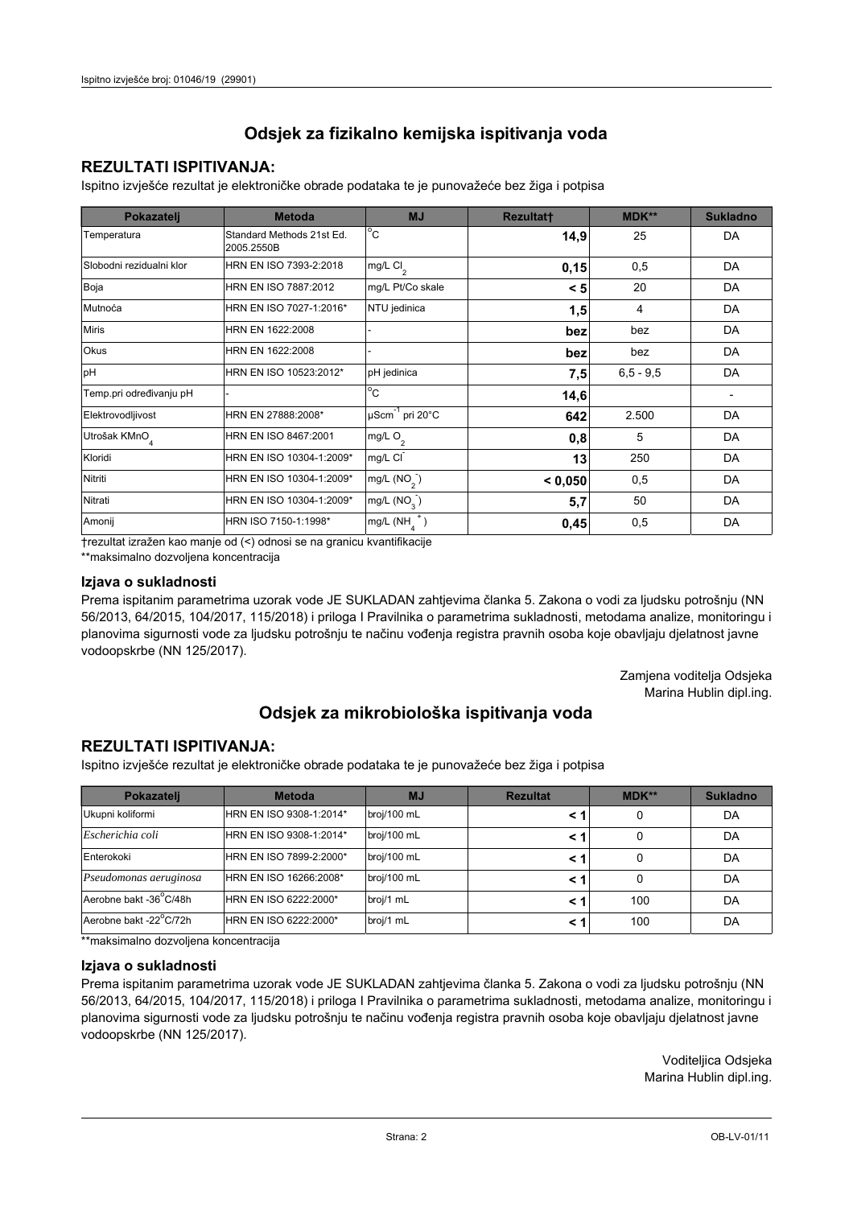# Odsjek za fizikalno kemijska ispitivanja voda

## REZULTATI ISPITIVANJA:

Ispitno izvješće rezultat je elektroničke obrade podataka te je punovažeće bez žiga i potpisa

| Pokazatelj | Metoda | MJ | Rezultat† | MDK** | Sukladno |
|---|---|---|---|---|---|
| Temperatura | Standard Methods 21st Ed. 2005.2550B | °C | **14,9** | 25 | DA |
| Slobodni rezidualni klor | HRN EN ISO 7393-2:2018 | mg/L $Cl_2$ | **0,15** | 0,5 | DA |
| Boja | HRN EN ISO 7887:2012 | mg/L Pt/Co skale | **< 5** | 20 | DA |
| Mutnoća | HRN EN ISO 7027-1:2016* | NTU jedinica | **1,5** | 4 | DA |
| Miris | HRN EN 1622:2008 | - | **bez** | bez | DA |
| Okus | HRN EN 1622:2008 | - | **bez** | bez | DA |
| pH | HRN EN ISO 10523:2012* | pH jedinica | **7,5** | 6,5 - 9,5 | DA |
| Temp.pri određivanju pH | - | °C | **14,6** | | - |
| Elektrovodljivost | HRN EN 27888:2008* | $\mu Scm^{-1}$ pri 20°C | **642** | 2.500 | DA |
| Utrošak $KMnO_4$ | HRN EN ISO 8467:2001 | mg/L $O_2$ | **0,8** | 5 | DA |
| Kloridi | HRN EN ISO 10304-1:2009* | mg/L $Cl^-$ | **13** | 250 | DA |
| Nitriti | HRN EN ISO 10304-1:2009* | mg/L ($NO_2^-$) | **< 0,050** | 0,5 | DA |
| Nitrati | HRN EN ISO 10304-1:2009* | mg/L ($NO_3^-$) | **5,7** | 50 | DA |
| Amonij | HRN ISO 7150-1:1998* | mg/L ($NH_4^+$) | **0,45** | 0,5 | DA |

†rezultat izražen kao manje od (<) odnosi se na granicu kvantifikacije

**maksimalno dozvoljena koncentracija

### Izjava o sukladnosti

Prema ispitanim parametrima uzorak vode JE SUKLADAN zahtjevima članka 5. Zakona o vodi za ljudsku potrošnju (NN 56/2013, 64/2015, 104/2017, 115/2018) i priloga I Pravilnika o parametrima sukladnosti, metodama analize, monitoringu i planovima sigurnosti vode za ljudsku potrošnju te načinu vođenja registra pravnih osoba koje obavljaju djelatnost javne vodoopskrbe (NN 125/2017).

Zamjena voditelja Odsjeka
Marina Hublin dipl.ing.

# Odsjek za mikrobiološka ispitivanja voda

## REZULTATI ISPITIVANJA:

Ispitno izvješće rezultat je elektroničke obrade podataka te je punovažeće bez žiga i potpisa

| Pokazatelj | Metoda | MJ | Rezultat | MDK** | Sukladno |
|---|---|---|---|---|---|
| Ukupni koliformi | HRN EN ISO 9308-1:2014* | broj/100 mL | **< 1** | 0 | DA |
| *Escherichia coli* | HRN EN ISO 9308-1:2014* | broj/100 mL | **< 1** | 0 | DA |
| Enterokoki | HRN EN ISO 7899-2:2000* | broj/100 mL | **< 1** | 0 | DA |
| *Pseudomonas aeruginosa* | HRN EN ISO 16266:2008* | broj/100 mL | **< 1** | 0 | DA |
| Aerobne bakt -36°C/48h | HRN EN ISO 6222:2000* | broj/1 mL | **< 1** | 100 | DA |
| Aerobne bakt -22°C/72h | HRN EN ISO 6222:2000* | broj/1 mL | **< 1** | 100 | DA |

**maksimalno dozvoljena koncentracija

### Izjava o sukladnosti

Prema ispitanim parametrima uzorak vode JE SUKLADAN zahtjevima članka 5. Zakona o vodi za ljudsku potrošnju (NN 56/2013, 64/2015, 104/2017, 115/2018) i priloga I Pravilnika o parametrima sukladnosti, metodama analize, monitoringu i planovima sigurnosti vode za ljudsku potrošnju te načinu vođenja registra pravnih osoba koje obavljaju djelatnost javne vodoopskrbe (NN 125/2017).

Voditeljica Odsjeka
Marina Hublin dipl.ing.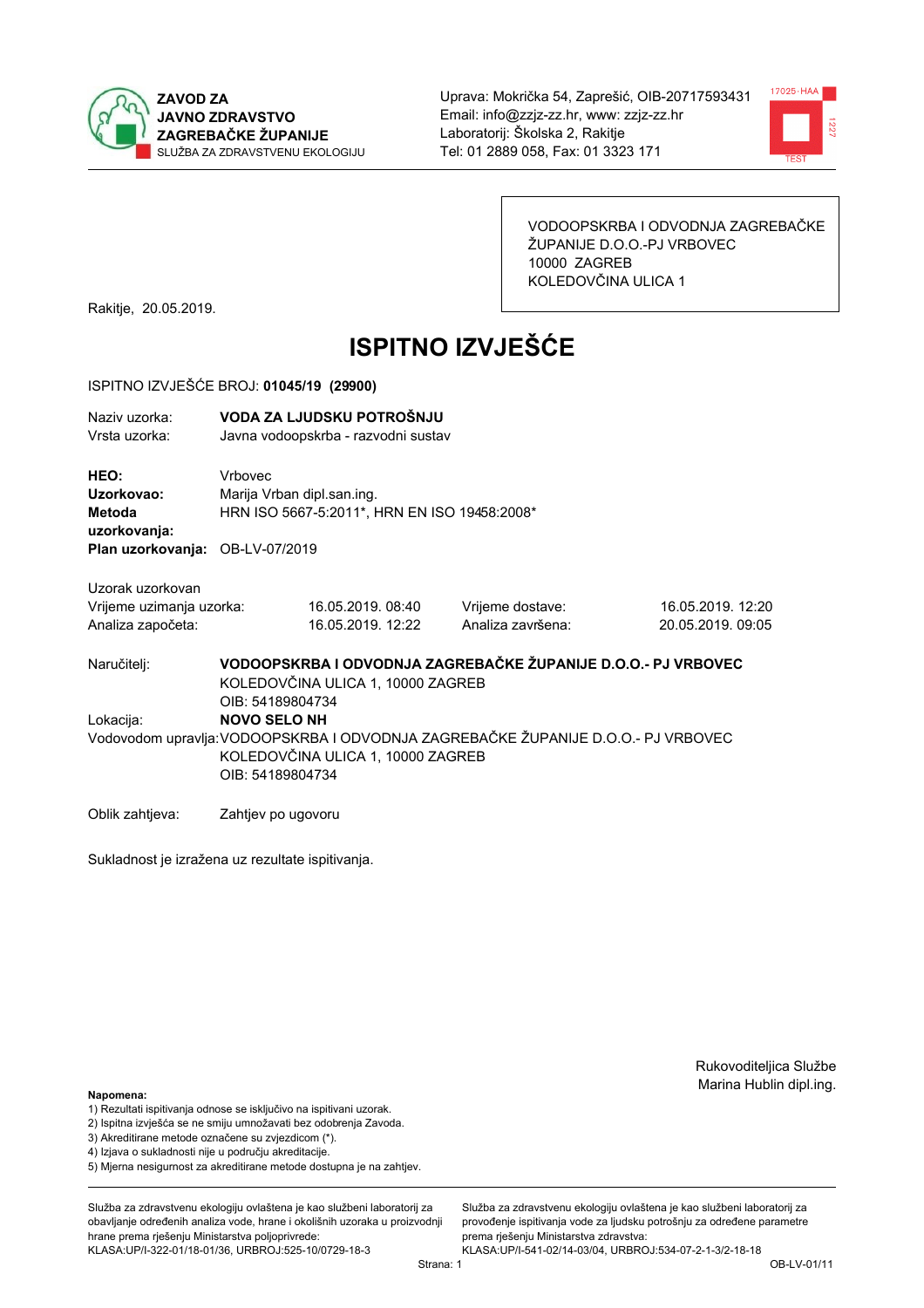**ZAVOD ZA JAVNO ZDRAVSTVO ZAGREBAČKE ŽUPANIJE**
SLUŽBA ZA ZDRAVSTVENU EKOLOGIJU

Uprava: Mokrička 54, Zaprešić, OIB-20717593431
Email: info@zzjz-zz.hr, www: zzjz-zz.hr
Laboratorij: Školska 2, Rakitje
Tel: 01 2889 058, Fax: 01 3323 171

VODOOPSKRBA I ODVODNJA ZAGREBAČKE ŽUPANIJE D.O.O.-PJ VRBOVEC
10000 ZAGREB
KOLEDOVČINA ULICA 1

Rakitje, 20.05.2019.

# ISPITNO IZVJEŠĆE

ISPITNO IZVJEŠĆE BROJ: **01045/19 (29900)**

Naziv uzorka: **VODA ZA LJUDSKU POTROŠNJU**
Vrsta uzorka: Javna vodoopskrba - razvodni sustav

**HEO:** Vrbovec
**Uzorkovao:** Marija Vrban dipl.san.ing.
**Metoda uzorkovanja:** HRN ISO 5667-5:2011*, HRN EN ISO 19458:2008*
**Plan uzorkovanja:** OB-LV-07/2019

Uzorak uzorkovan

| | | | |
|---|---|---|---|
| Vrijeme uzimanja uzorka: | 16.05.2019. 08:40 | Vrijeme dostave: | 16.05.2019. 12:20 |
| Analiza započeta: | 16.05.2019. 12:22 | Analiza završena: | 20.05.2019. 09:05 |

Naručitelj: **VODOOPSKRBA I ODVODNJA ZAGREBAČKE ŽUPANIJE D.O.O.- PJ VRBOVEC**
KOLEDOVČINA ULICA 1, 10000 ZAGREB
OIB: 54189804734

Lokacija: **NOVO SELO NH**

Vodovodom upravlja: VODOOPSKRBA I ODVODNJA ZAGREBAČKE ŽUPANIJE D.O.O.- PJ VRBOVEC
KOLEDOVČINA ULICA 1, 10000 ZAGREB
OIB: 54189804734

Oblik zahtjeva: Zahtjev po ugovoru

Sukladnost je izražena uz rezultate ispitivanja.

Rukovoditeljica Službe
Marina Hublin dipl.ing.

**Napomena:**
1) Rezultati ispitivanja odnose se isključivo na ispitivani uzorak.
2) Ispitna izvješća se ne smiju umnožavati bez odobrenja Zavoda.
3) Akreditirane metode označene su zvjezdicom (*).
4) Izjava o sukladnosti nije u području akreditacije.
5) Mjerna nesigurnost za akreditirane metode dostupna je na zahtjev.

Služba za zdravstvenu ekologiju ovlaštena je kao službeni laboratorij za obavljanje određenih analiza vode, hrane i okolišnih uzoraka u proizvodnji hrane prema rješenju Ministarstva poljoprivrede: KLASA:UP/I-322-01/18-01/36, URBROJ:525-10/0729-18-3

Služba za zdravstvenu ekologiju ovlaštena je kao službeni laboratorij za provođenje ispitivanja vode za ljudsku potrošnju za određene parametre prema rješenju Ministarstva zdravstva: KLASA:UP/I-541-02/14-03/04, URBROJ:534-07-2-1-3/2-18-18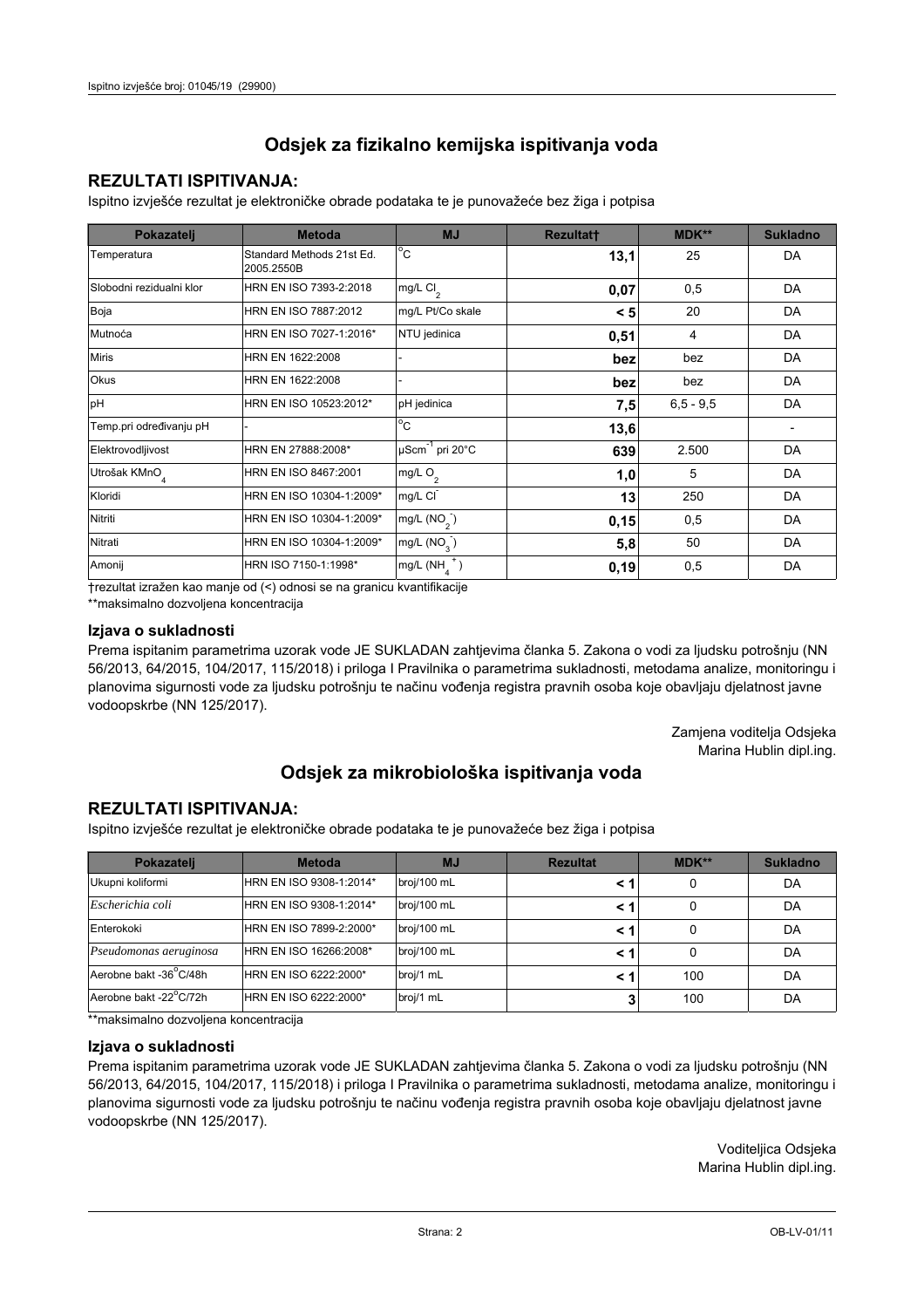## Odsjek za fizikalno kemijska ispitivanja voda

### REZULTATI ISPITIVANJA:

Ispitno izvješće rezultat je elektroničke obrade podataka te je punovažeće bez žiga i potpisa

| Pokazatelj | Metoda | MJ | Rezultat† | MDK** | Sukladno |
|---|---|---|---|---|---|
| Temperatura | Standard Methods 21st Ed. 2005.2550B | °C | **13,1** | 25 | DA |
| Slobodni rezidualni klor | HRN EN ISO 7393-2:2018 | mg/L $Cl_2$ | **0,07** | 0,5 | DA |
| Boja | HRN EN ISO 7887:2012 | mg/L Pt/Co skale | **< 5** | 20 | DA |
| Mutnoća | HRN EN ISO 7027-1:2016* | NTU jedinica | **0,51** | 4 | DA |
| Miris | HRN EN 1622:2008 | - | **bez** | bez | DA |
| Okus | HRN EN 1622:2008 | - | **bez** | bez | DA |
| pH | HRN EN ISO 10523:2012* | pH jedinica | **7,5** | 6,5 - 9,5 | DA |
| Temp.pri određivanju pH | - | °C | **13,6** | | - |
| Elektrovodljivost | HRN EN 27888:2008* | $\mu Scm^{-1}$ pri 20°C | **639** | 2.500 | DA |
| Utrošak $KMnO_4$ | HRN EN ISO 8467:2001 | mg/L $O_2$ | **1,0** | 5 | DA |
| Kloridi | HRN EN ISO 10304-1:2009* | mg/L $Cl^-$ | **13** | 250 | DA |
| Nitriti | HRN EN ISO 10304-1:2009* | mg/L ($NO_2^-$) | **0,15** | 0,5 | DA |
| Nitrati | HRN EN ISO 10304-1:2009* | mg/L ($NO_3^-$) | **5,8** | 50 | DA |
| Amonij | HRN ISO 7150-1:1998* | mg/L ($NH_4^+$) | **0,19** | 0,5 | DA |

†rezultat izražen kao manje od (<) odnosi se na granicu kvantifikacije

**maksimalno dozvoljena koncentracija

### Izjava o sukladnosti

Prema ispitanim parametrima uzorak vode JE SUKLADAN zahtjevima članka 5. Zakona o vodi za ljudsku potrošnju (NN 56/2013, 64/2015, 104/2017, 115/2018) i priloga I Pravilnika o parametrima sukladnosti, metodama analize, monitoringu i planovima sigurnosti vode za ljudsku potrošnju te načinu vođenja registra pravnih osoba koje obavljaju djelatnost javne vodoopskrbe (NN 125/2017).

Zamjena voditelja Odsjeka
Marina Hublin dipl.ing.

## Odsjek za mikrobiološka ispitivanja voda

### REZULTATI ISPITIVANJA:

Ispitno izvješće rezultat je elektroničke obrade podataka te je punovažeće bez žiga i potpisa

| Pokazatelj | Metoda | MJ | Rezultat | MDK** | Sukladno |
|---|---|---|---|---|---|
| Ukupni koliformi | HRN EN ISO 9308-1:2014* | broj/100 mL | **< 1** | 0 | DA |
| *Escherichia coli* | HRN EN ISO 9308-1:2014* | broj/100 mL | **< 1** | 0 | DA |
| Enterokoki | HRN EN ISO 7899-2:2000* | broj/100 mL | **< 1** | 0 | DA |
| *Pseudomonas aeruginosa* | HRN EN ISO 16266:2008* | broj/100 mL | **< 1** | 0 | DA |
| Aerobne bakt -36°C/48h | HRN EN ISO 6222:2000* | broj/1 mL | **< 1** | 100 | DA |
| Aerobne bakt -22°C/72h | HRN EN ISO 6222:2000* | broj/1 mL | **3** | 100 | DA |

**maksimalno dozvoljena koncentracija

### Izjava o sukladnosti

Prema ispitanim parametrima uzorak vode JE SUKLADAN zahtjevima članka 5. Zakona o vodi za ljudsku potrošnju (NN 56/2013, 64/2015, 104/2017, 115/2018) i priloga I Pravilnika o parametrima sukladnosti, metodama analize, monitoringu i planovima sigurnosti vode za ljudsku potrošnju te načinu vođenja registra pravnih osoba koje obavljaju djelatnost javne vodoopskrbe (NN 125/2017).

Voditeljica Odsjeka
Marina Hublin dipl.ing.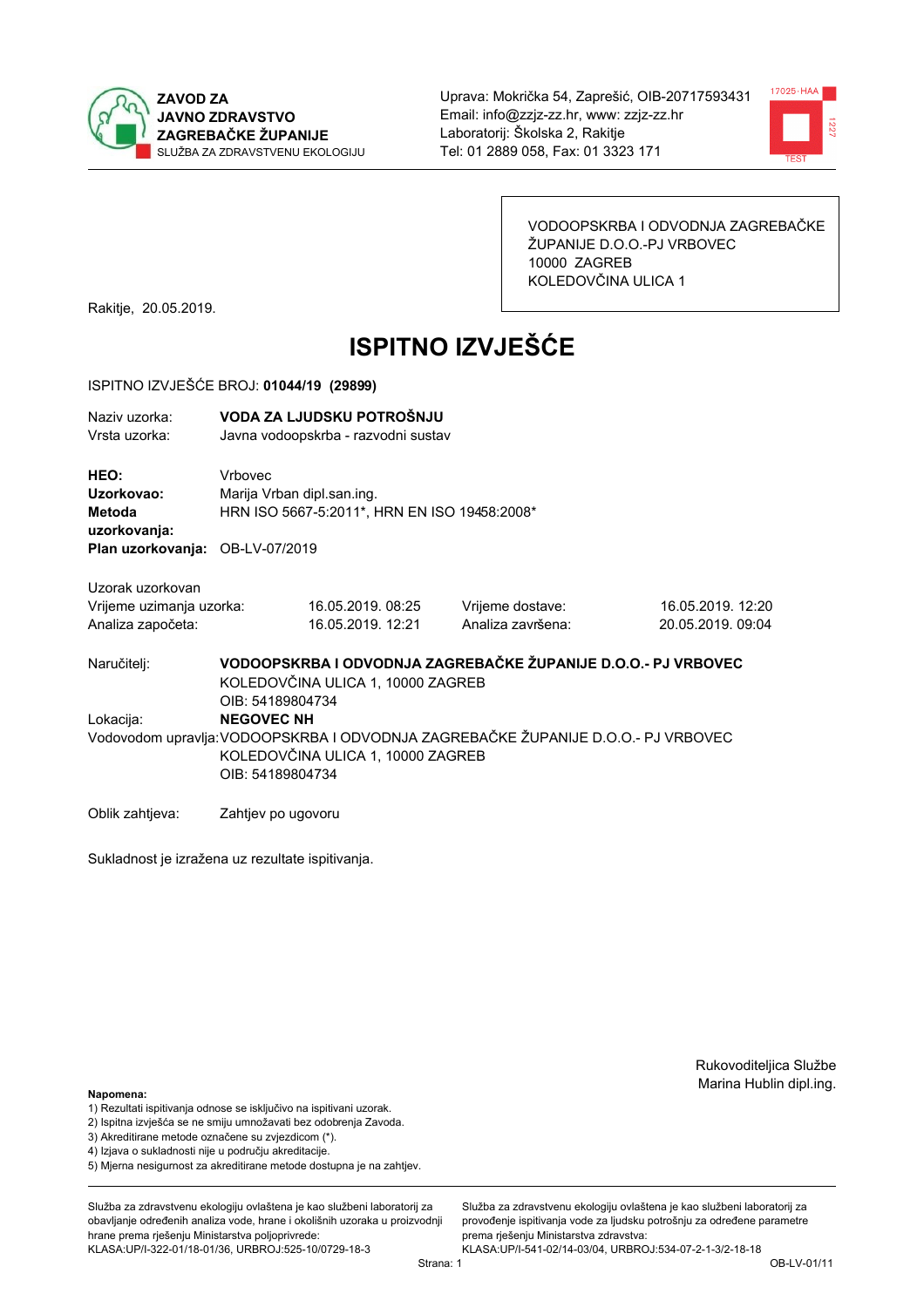ZAVOD ZA JAVNO ZDRAVSTVO ZAGREBAČKE ŽUPANIJE
SLUŽBA ZA ZDRAVSTVENU EKOLOGIJU

Uprava: Mokrička 54, Zaprešić, OIB-20717593431
Email: info@zzjz-zz.hr, www: zzjz-zz.hr
Laboratorij: Školska 2, Rakitje
Tel: 01 2889 058, Fax: 01 3323 171

VODOOPSKRBA I ODVODNJA ZAGREBAČKE ŽUPANIJE D.O.O.-PJ VRBOVEC
10000 ZAGREB
KOLEDOVČINA ULICA 1

Rakitje, 20.05.2019.

# ISPITNO IZVJEŠĆE

ISPITNO IZVJEŠĆE BROJ: **01044/19 (29899)**

Naziv uzorka: **VODA ZA LJUDSKU POTROŠNJU**
Vrsta uzorka: Javna vodoopskrba - razvodni sustav

**HEO:** Vrbovec
**Uzorkovao:** Marija Vrban dipl.san.ing.
**Metoda uzorkovanja:** HRN ISO 5667-5:2011*, HRN EN ISO 19458:2008*
**Plan uzorkovanja:** OB-LV-07/2019

Uzorak uzorkovan

| | | | |
|---|---|---|---|
| Vrijeme uzimanja uzorka: | 16.05.2019. 08:25 | Vrijeme dostave: | 16.05.2019. 12:20 |
| Analiza započeta: | 16.05.2019. 12:21 | Analiza završena: | 20.05.2019. 09:04 |

Naručitelj: **VODOOPSKRBA I ODVODNJA ZAGREBAČKE ŽUPANIJE D.O.O.- PJ VRBOVEC**
KOLEDOVČINA ULICA 1, 10000 ZAGREB
OIB: 54189804734

Lokacija: **NEGOVEC NH**

Vodovodom upravlja: VODOOPSKRBA I ODVODNJA ZAGREBAČKE ŽUPANIJE D.O.O.- PJ VRBOVEC
KOLEDOVČINA ULICA 1, 10000 ZAGREB
OIB: 54189804734

Oblik zahtjeva: Zahtjev po ugovoru

Sukladnost je izražena uz rezultate ispitivanja.

Rukovoditeljica Službe
Marina Hublin dipl.ing.

**Napomena:**
1) Rezultati ispitivanja odnose se isključivo na ispitivani uzorak.
2) Ispitna izvješća se ne smiju umnožavati bez odobrenja Zavoda.
3) Akreditirane metode označene su zvjezdicom (*).
4) Izjava o sukladnosti nije u području akreditacije.
5) Mjerna nesigurnost za akreditirane metode dostupna je na zahtjev.

Služba za zdravstvenu ekologiju ovlaštena je kao službeni laboratorij za obavljanje određenih analiza vode, hrane i okolišnih uzoraka u proizvodnji hrane prema rješenju Ministarstva poljoprivrede:
KLASA:UP/I-322-01/18-01/36, URBROJ:525-10/0729-18-3

Služba za zdravstvenu ekologiju ovlaštena je kao službeni laboratorij za provođenje ispitivanja vode za ljudsku potrošnju za određene parametre prema rješenju Ministarstva zdravstva:
KLASA:UP/I-541-02/14-03/04, URBROJ:534-07-2-1-3/2-18-18

OB-LV-01/11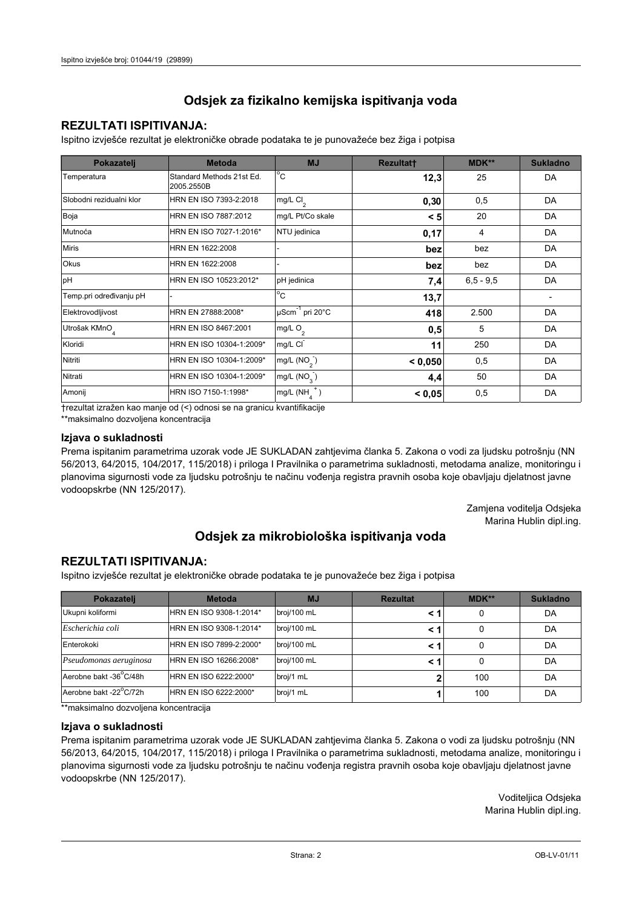# Odsjek za fizikalno kemijska ispitivanja voda

## REZULTATI ISPITIVANJA:

Ispitno izvješće rezultat je elektroničke obrade podataka te je punovažeće bez žiga i potpisa

| Pokazatelj | Metoda | MJ | Rezultat† | MDK** | Sukladno |
|---|---|---|---|---|---|
| Temperatura | Standard Methods 21st Ed. 2005.2550B | °C | **12,3** | 25 | DA |
| Slobodni rezidualni klor | HRN EN ISO 7393-2:2018 | mg/L $Cl_2$ | **0,30** | 0,5 | DA |
| Boja | HRN EN ISO 7887:2012 | mg/L Pt/Co skale | **< 5** | 20 | DA |
| Mutnoća | HRN EN ISO 7027-1:2016* | NTU jedinica | **0,17** | 4 | DA |
| Miris | HRN EN 1622:2008 | - | **bez** | bez | DA |
| Okus | HRN EN 1622:2008 | - | **bez** | bez | DA |
| pH | HRN EN ISO 10523:2012* | pH jedinica | **7,4** | 6,5 - 9,5 | DA |
| Temp.pri određivanju pH | - | °C | **13,7** | | - |
| Elektrovodljivost | HRN EN 27888:2008* | $\mu Scm^{-1}$ pri 20°C | **418** | 2.500 | DA |
| Utrošak $KMnO_4$ | HRN EN ISO 8467:2001 | mg/L $O_2$ | **0,5** | 5 | DA |
| Kloridi | HRN EN ISO 10304-1:2009* | mg/L $Cl^-$ | **11** | 250 | DA |
| Nitriti | HRN EN ISO 10304-1:2009* | mg/L ($NO_2^-$) | **< 0,050** | 0,5 | DA |
| Nitrati | HRN EN ISO 10304-1:2009* | mg/L ($NO_3^-$) | **4,4** | 50 | DA |
| Amonij | HRN ISO 7150-1:1998* | mg/L ($NH_4^+$) | **< 0,05** | 0,5 | DA |

†rezultat izražen kao manje od (<) odnosi se na granicu kvantifikacije

**maksimalno dozvoljena koncentracija

### Izjava o sukladnosti

Prema ispitanim parametrima uzorak vode JE SUKLADAN zahtjevima članka 5. Zakona o vodi za ljudsku potrošnju (NN 56/2013, 64/2015, 104/2017, 115/2018) i priloga I Pravilnika o parametrima sukladnosti, metodama analize, monitoringu i planovima sigurnosti vode za ljudsku potrošnju te načinu vođenja registra pravnih osoba koje obavljaju djelatnost javne vodoopskrbe (NN 125/2017).

Zamjena voditelja Odsjeka
Marina Hublin dipl.ing.

# Odsjek za mikrobiološka ispitivanja voda

## REZULTATI ISPITIVANJA:

Ispitno izvješće rezultat je elektroničke obrade podataka te je punovažeće bez žiga i potpisa

| Pokazatelj | Metoda | MJ | Rezultat | MDK** | Sukladno |
|---|---|---|---|---|---|
| Ukupni koliformi | HRN EN ISO 9308-1:2014* | broj/100 mL | **< 1** | 0 | DA |
| *Escherichia coli* | HRN EN ISO 9308-1:2014* | broj/100 mL | **< 1** | 0 | DA |
| Enterokoki | HRN EN ISO 7899-2:2000* | broj/100 mL | **< 1** | 0 | DA |
| *Pseudomonas aeruginosa* | HRN EN ISO 16266:2008* | broj/100 mL | **< 1** | 0 | DA |
| Aerobne bakt -36°C/48h | HRN EN ISO 6222:2000* | broj/1 mL | **2** | 100 | DA |
| Aerobne bakt -22°C/72h | HRN EN ISO 6222:2000* | broj/1 mL | **1** | 100 | DA |

**maksimalno dozvoljena koncentracija

### Izjava o sukladnosti

Prema ispitanim parametrima uzorak vode JE SUKLADAN zahtjevima članka 5. Zakona o vodi za ljudsku potrošnju (NN 56/2013, 64/2015, 104/2017, 115/2018) i priloga I Pravilnika o parametrima sukladnosti, metodama analize, monitoringu i planovima sigurnosti vode za ljudsku potrošnju te načinu vođenja registra pravnih osoba koje obavljaju djelatnost javne vodoopskrbe (NN 125/2017).

Voditeljica Odsjeka
Marina Hublin dipl.ing.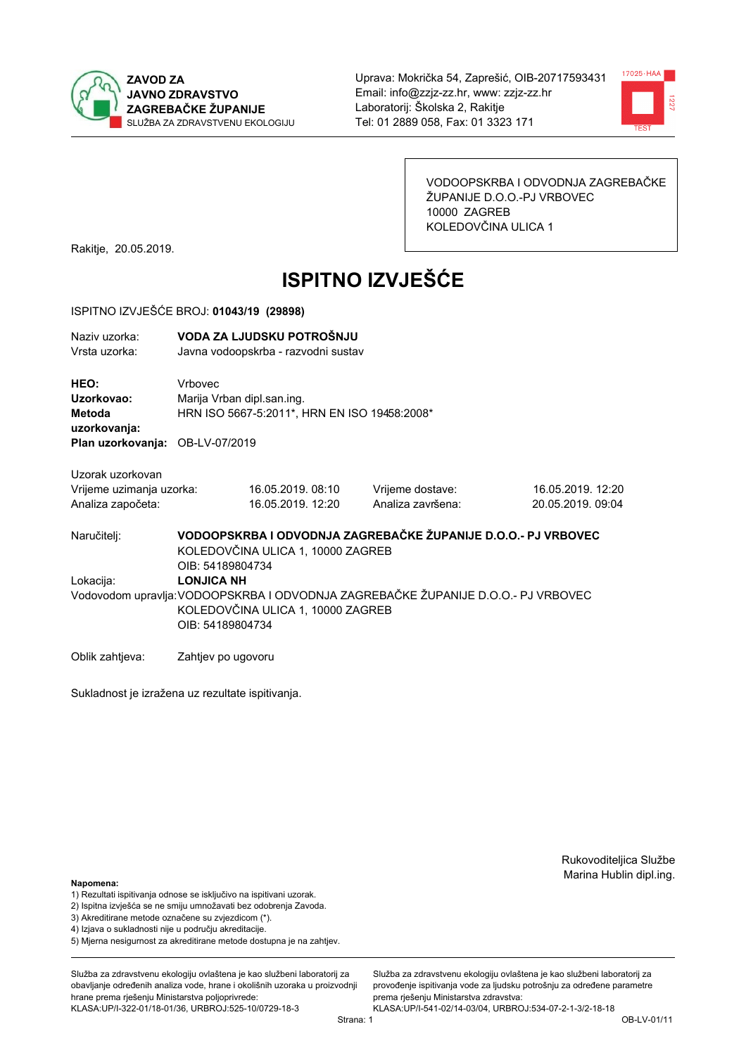**ZAVOD ZA JAVNO ZDRAVSTVO ZAGREBAČKE ŽUPANIJE**
SLUŽBA ZA ZDRAVSTVENU EKOLOGIJU

Uprava: Mokrička 54, Zaprešić, OIB-20717593431
Email: info@zzjz-zz.hr, www: zzjz-zz.hr
Laboratorij: Školska 2, Rakitje
Tel: 01 2889 058, Fax: 01 3323 171

VODOOPSKRBA I ODVODNJA ZAGREBAČKE ŽUPANIJE D.O.O.-PJ VRBOVEC
10000 ZAGREB
KOLEDOVČINA ULICA 1

Rakitje, 20.05.2019.

# ISPITNO IZVJEŠĆE

ISPITNO IZVJEŠĆE BROJ: **01043/19 (29898)**

Naziv uzorka: **VODA ZA LJUDSKU POTROŠNJU**
Vrsta uzorka: Javna vodoopskrba - razvodni sustav

**HEO:** Vrbovec
**Uzorkovao:** Marija Vrban dipl.san.ing.
**Metoda uzorkovanja:** HRN ISO 5667-5:2011*, HRN EN ISO 19458:2008*
**Plan uzorkovanja:** OB-LV-07/2019

Uzorak uzorkovan

| | | | |
|---|---|---|---|
| Vrijeme uzimanja uzorka: | 16.05.2019. 08:10 | Vrijeme dostave: | 16.05.2019. 12:20 |
| Analiza započeta: | 16.05.2019. 12:20 | Analiza završena: | 20.05.2019. 09:04 |

Naručitelj: **VODOOPSKRBA I ODVODNJA ZAGREBAČKE ŽUPANIJE D.O.O.- PJ VRBOVEC**
KOLEDOVČINA ULICA 1, 10000 ZAGREB
OIB: 54189804734

Lokacija: **LONJICA NH**

Vodovodom upravlja: VODOOPSKRBA I ODVODNJA ZAGREBAČKE ŽUPANIJE D.O.O.- PJ VRBOVEC
KOLEDOVČINA ULICA 1, 10000 ZAGREB
OIB: 54189804734

Oblik zahtjeva: Zahtjev po ugovoru

Sukladnost je izražena uz rezultate ispitivanja.

Rukovoditeljica Službe
Marina Hublin dipl.ing.

**Napomena:**
1) Rezultati ispitivanja odnose se isključivo na ispitivani uzorak.
2) Ispitna izvješća se ne smiju umnožavati bez odobrenja Zavoda.
3) Akreditirane metode označene su zvjezdicom (*).
4) Izjava o sukladnosti nije u području akreditacije.
5) Mjerna nesigurnost za akreditirane metode dostupna je na zahtjev.

Služba za zdravstvenu ekologiju ovlaštena je kao službeni laboratorij za obavljanje određenih analiza vode, hrane i okolišnih uzoraka u proizvodnji hrane prema rješenju Ministarstva poljoprivrede: KLASA:UP/I-322-01/18-01/36, URBROJ:525-10/0729-18-3

Služba za zdravstvenu ekologiju ovlaštena je kao službeni laboratorij za provođenje ispitivanja vode za ljudsku potrošnju za određene parametre prema rješenju Ministarstva zdravstva: KLASA:UP/I-541-02/14-03/04, URBROJ:534-07-2-1-3/2-18-18

OB-LV-01/11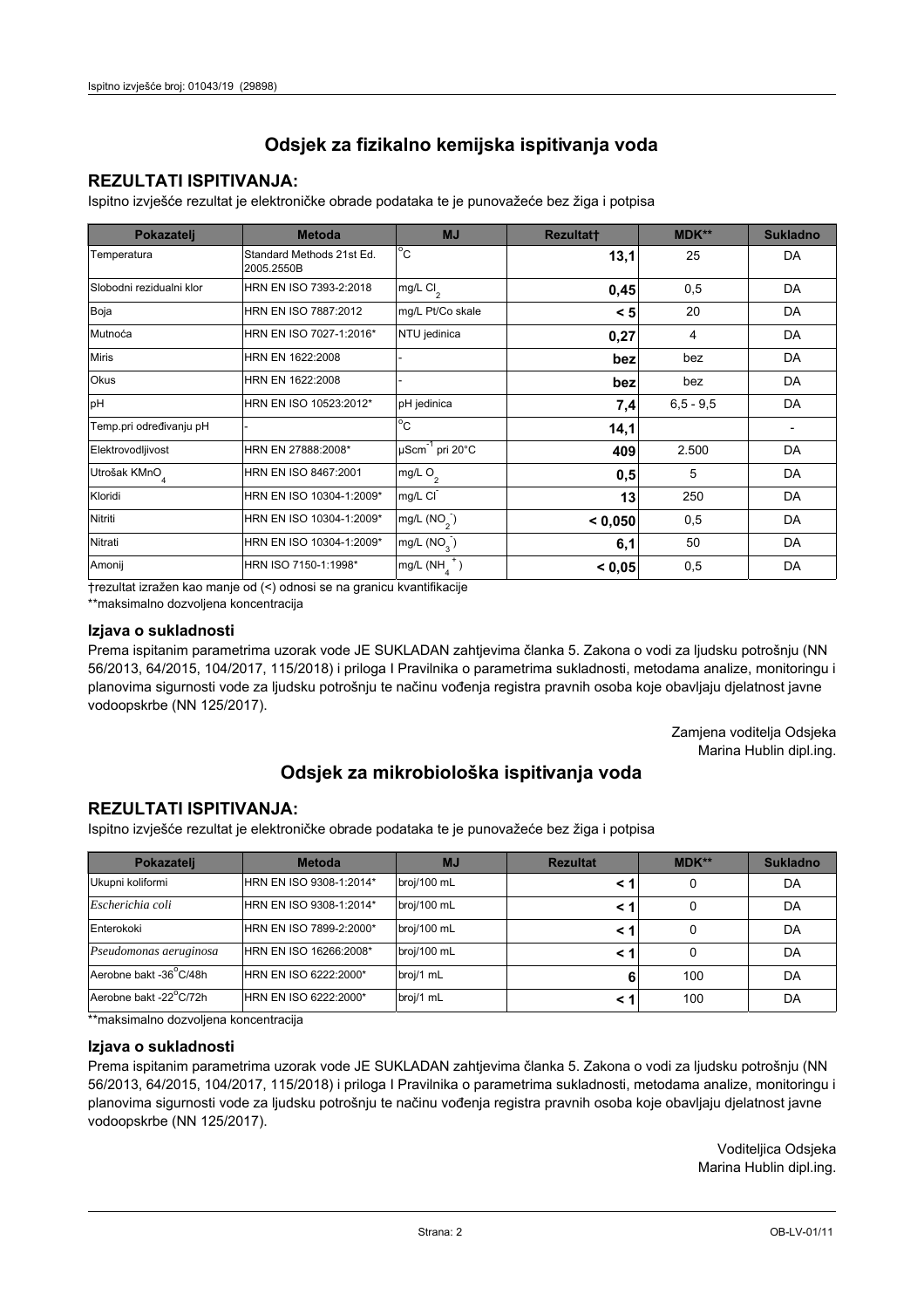# Odsjek za fizikalno kemijska ispitivanja voda

## REZULTATI ISPITIVANJA:

Ispitno izvješće rezultat je elektroničke obrade podataka te je punovažeće bez žiga i potpisa

| Pokazatelj | Metoda | MJ | Rezultat† | MDK** | Sukladno |
|---|---|---|---|---|---|
| Temperatura | Standard Methods 21st Ed. 2005.2550B | °C | **13,1** | 25 | DA |
| Slobodni rezidualni klor | HRN EN ISO 7393-2:2018 | mg/L $Cl_2$ | **0,45** | 0,5 | DA |
| Boja | HRN EN ISO 7887:2012 | mg/L Pt/Co skale | **< 5** | 20 | DA |
| Mutnoća | HRN EN ISO 7027-1:2016* | NTU jedinica | **0,27** | 4 | DA |
| Miris | HRN EN 1622:2008 | - | **bez** | bez | DA |
| Okus | HRN EN 1622:2008 | - | **bez** | bez | DA |
| pH | HRN EN ISO 10523:2012* | pH jedinica | **7,4** | 6,5 - 9,5 | DA |
| Temp.pri određivanju pH | - | °C | **14,1** | | - |
| Elektrovodljivost | HRN EN 27888:2008* | $\mu Scm^{-1}$ pri 20°C | **409** | 2.500 | DA |
| Utrošak $KMnO_4$ | HRN EN ISO 8467:2001 | mg/L $O_2$ | **0,5** | 5 | DA |
| Kloridi | HRN EN ISO 10304-1:2009* | mg/L $Cl^-$ | **13** | 250 | DA |
| Nitriti | HRN EN ISO 10304-1:2009* | mg/L ($NO_2^-$) | **< 0,050** | 0,5 | DA |
| Nitrati | HRN EN ISO 10304-1:2009* | mg/L ($NO_3^-$) | **6,1** | 50 | DA |
| Amonij | HRN ISO 7150-1:1998* | mg/L ($NH_4^+$) | **< 0,05** | 0,5 | DA |

†rezultat izražen kao manje od (<) odnosi se na granicu kvantifikacije

**maksimalno dozvoljena koncentracija

### Izjava o sukladnosti

Prema ispitanim parametrima uzorak vode JE SUKLADAN zahtjevima članka 5. Zakona o vodi za ljudsku potrošnju (NN 56/2013, 64/2015, 104/2017, 115/2018) i priloga I Pravilnika o parametrima sukladnosti, metodama analize, monitoringu i planovima sigurnosti vode za ljudsku potrošnju te načinu vođenja registra pravnih osoba koje obavljaju djelatnost javne vodoopskrbe (NN 125/2017).

Zamjena voditelja Odsjeka
Marina Hublin dipl.ing.

# Odsjek za mikrobiološka ispitivanja voda

## REZULTATI ISPITIVANJA:

Ispitno izvješće rezultat je elektroničke obrade podataka te je punovažeće bez žiga i potpisa

| Pokazatelj | Metoda | MJ | Rezultat | MDK** | Sukladno |
|---|---|---|---|---|---|
| Ukupni koliformi | HRN EN ISO 9308-1:2014* | broj/100 mL | **< 1** | 0 | DA |
| *Escherichia coli* | HRN EN ISO 9308-1:2014* | broj/100 mL | **< 1** | 0 | DA |
| Enterokoki | HRN EN ISO 7899-2:2000* | broj/100 mL | **< 1** | 0 | DA |
| *Pseudomonas aeruginosa* | HRN EN ISO 16266:2008* | broj/100 mL | **< 1** | 0 | DA |
| Aerobne bakt -36°C/48h | HRN EN ISO 6222:2000* | broj/1 mL | **6** | 100 | DA |
| Aerobne bakt -22°C/72h | HRN EN ISO 6222:2000* | broj/1 mL | **< 1** | 100 | DA |

**maksimalno dozvoljena koncentracija

### Izjava o sukladnosti

Prema ispitanim parametrima uzorak vode JE SUKLADAN zahtjevima članka 5. Zakona o vodi za ljudsku potrošnju (NN 56/2013, 64/2015, 104/2017, 115/2018) i priloga I Pravilnika o parametrima sukladnosti, metodama analize, monitoringu i planovima sigurnosti vode za ljudsku potrošnju te načinu vođenja registra pravnih osoba koje obavljaju djelatnost javne vodoopskrbe (NN 125/2017).

Voditeljica Odsjeka
Marina Hublin dipl.ing.